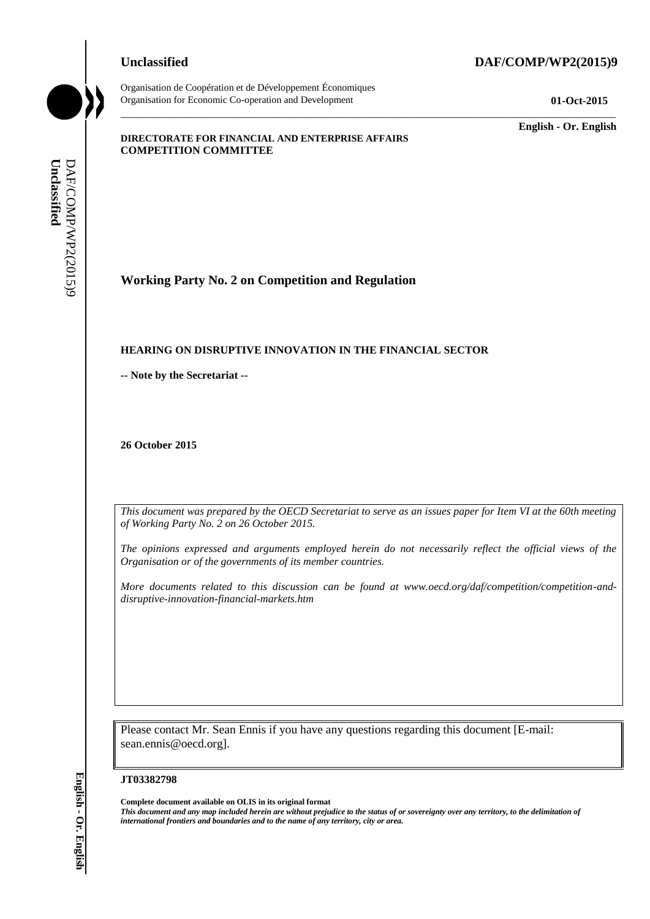**Unclassified** **DAF/COMP/WP2(2015)9**

Organisation de Coopération et de Développement Économiques
Organisation for Economic Co-operation and Development **01-Oct-2015**

**English - Or. English**

**DIRECTORATE FOR FINANCIAL AND ENTERPRISE AFFAIRS**
**COMPETITION COMMITTEE**

## Working Party No. 2 on Competition and Regulation

**HEARING ON DISRUPTIVE INNOVATION IN THE FINANCIAL SECTOR**

**-- Note by the Secretariat --**

**26 October 2015**

*This document was prepared by the OECD Secretariat to serve as an issues paper for Item VI at the 60th meeting of Working Party No. 2 on 26 October 2015.*

*The opinions expressed and arguments employed herein do not necessarily reflect the official views of the Organisation or of the governments of its member countries.*

*More documents related to this discussion can be found at www.oecd.org/daf/competition/competition-and-disruptive-innovation-financial-markets.htm*

Please contact Mr. Sean Ennis if you have any questions regarding this document [E-mail: sean.ennis@oecd.org].

**JT03382798**

**Complete document available on OLIS in its original format**
***This document and any map included herein are without prejudice to the status of or sovereignty over any territory, to the delimitation of international frontiers and boundaries and to the name of any territory, city or area.***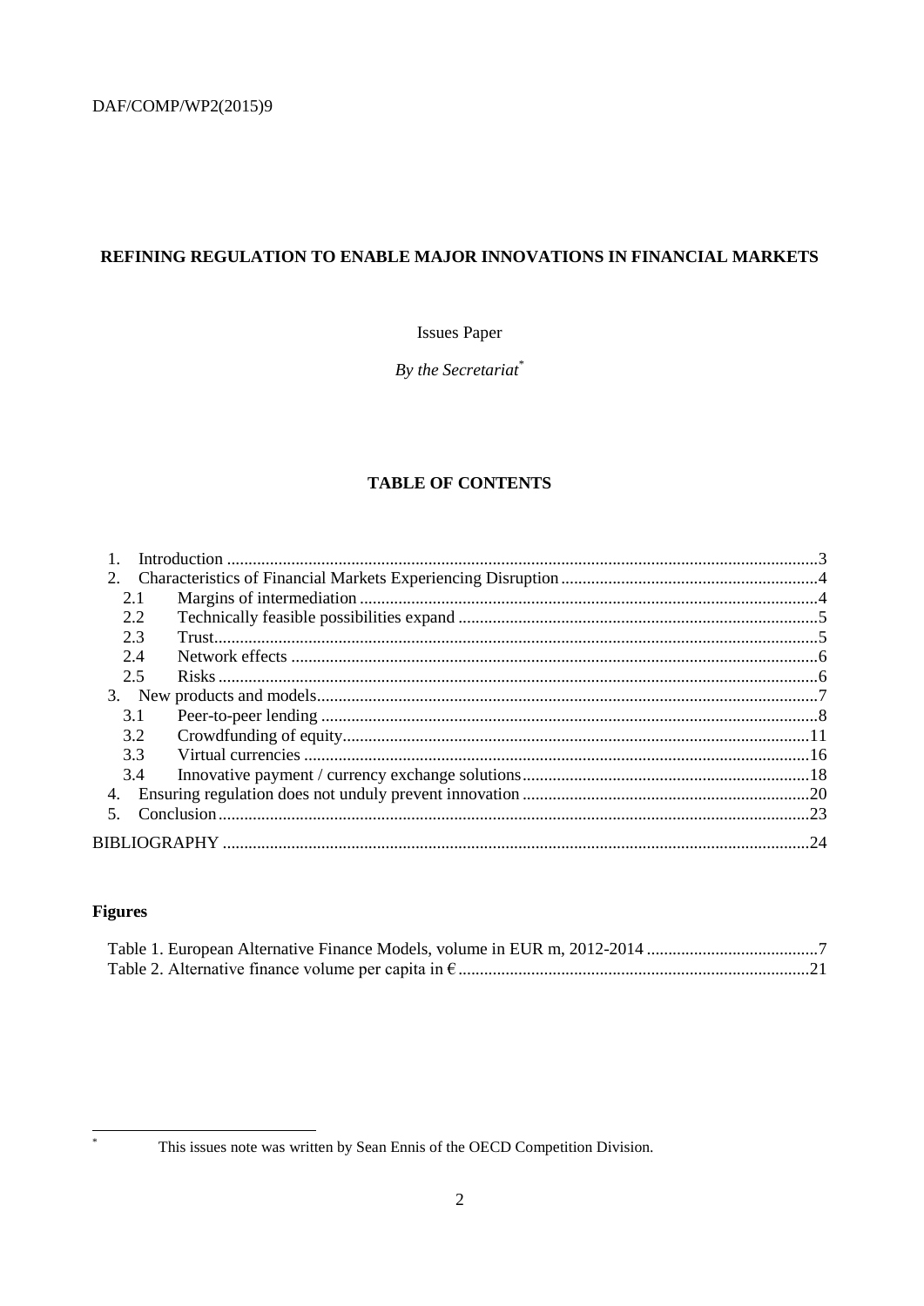# REFINING REGULATION TO ENABLE MAJOR INNOVATIONS IN FINANCIAL MARKETS

Issues Paper

*By the Secretariat*[*]

## TABLE OF CONTENTS

1. Introduction ........................................................................................................................................3
2. Characteristics of Financial Markets Experiencing Disruption ............................................................4
   - 2.1 Margins of intermediation ..........................................................................................................4
   - 2.2 Technically feasible possibilities expand ...................................................................................5
   - 2.3 Trust............................................................................................................................................5
   - 2.4 Network effects ..........................................................................................................................6
   - 2.5 Risks ...........................................................................................................................................6
3. New products and models....................................................................................................................7
   - 3.1 Peer-to-peer lending ...................................................................................................................8
   - 3.2 Crowdfunding of equity............................................................................................................11
   - 3.3 Virtual currencies .....................................................................................................................16
   - 3.4 Innovative payment / currency exchange solutions..................................................................18
4. Ensuring regulation does not unduly prevent innovation ..................................................................20
5. Conclusion.........................................................................................................................................23

BIBLIOGRAPHY .......................................................................................................................................24

### Figures

Table 1. European Alternative Finance Models, volume in EUR m, 2012-2014 ........................................7
Table 2. Alternative finance volume per capita in € .................................................................................21

---

[*] This issues note was written by Sean Ennis of the OECD Competition Division.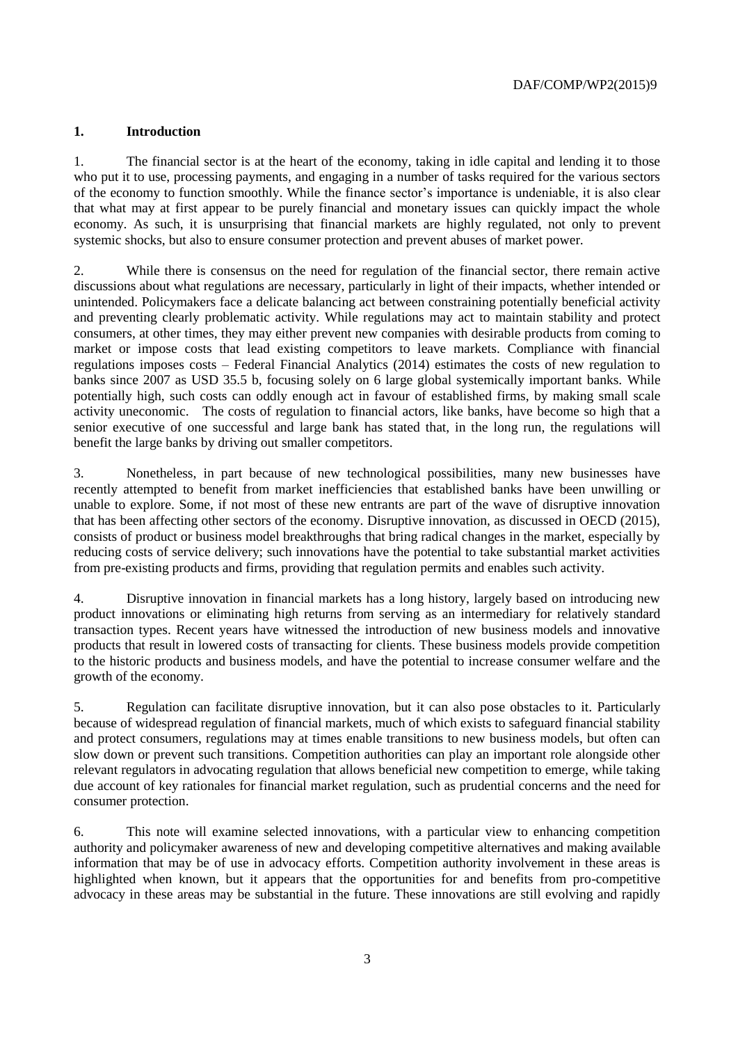## 1. Introduction

1. The financial sector is at the heart of the economy, taking in idle capital and lending it to those who put it to use, processing payments, and engaging in a number of tasks required for the various sectors of the economy to function smoothly. While the finance sector's importance is undeniable, it is also clear that what may at first appear to be purely financial and monetary issues can quickly impact the whole economy. As such, it is unsurprising that financial markets are highly regulated, not only to prevent systemic shocks, but also to ensure consumer protection and prevent abuses of market power.

2. While there is consensus on the need for regulation of the financial sector, there remain active discussions about what regulations are necessary, particularly in light of their impacts, whether intended or unintended. Policymakers face a delicate balancing act between constraining potentially beneficial activity and preventing clearly problematic activity. While regulations may act to maintain stability and protect consumers, at other times, they may either prevent new companies with desirable products from coming to market or impose costs that lead existing competitors to leave markets. Compliance with financial regulations imposes costs – Federal Financial Analytics (2014) estimates the costs of new regulation to banks since 2007 as USD 35.5 b, focusing solely on 6 large global systemically important banks. While potentially high, such costs can oddly enough act in favour of established firms, by making small scale activity uneconomic. The costs of regulation to financial actors, like banks, have become so high that a senior executive of one successful and large bank has stated that, in the long run, the regulations will benefit the large banks by driving out smaller competitors.

3. Nonetheless, in part because of new technological possibilities, many new businesses have recently attempted to benefit from market inefficiencies that established banks have been unwilling or unable to explore. Some, if not most of these new entrants are part of the wave of disruptive innovation that has been affecting other sectors of the economy. Disruptive innovation, as discussed in OECD (2015), consists of product or business model breakthroughs that bring radical changes in the market, especially by reducing costs of service delivery; such innovations have the potential to take substantial market activities from pre-existing products and firms, providing that regulation permits and enables such activity.

4. Disruptive innovation in financial markets has a long history, largely based on introducing new product innovations or eliminating high returns from serving as an intermediary for relatively standard transaction types. Recent years have witnessed the introduction of new business models and innovative products that result in lowered costs of transacting for clients. These business models provide competition to the historic products and business models, and have the potential to increase consumer welfare and the growth of the economy.

5. Regulation can facilitate disruptive innovation, but it can also pose obstacles to it. Particularly because of widespread regulation of financial markets, much of which exists to safeguard financial stability and protect consumers, regulations may at times enable transitions to new business models, but often can slow down or prevent such transitions. Competition authorities can play an important role alongside other relevant regulators in advocating regulation that allows beneficial new competition to emerge, while taking due account of key rationales for financial market regulation, such as prudential concerns and the need for consumer protection.

6. This note will examine selected innovations, with a particular view to enhancing competition authority and policymaker awareness of new and developing competitive alternatives and making available information that may be of use in advocacy efforts. Competition authority involvement in these areas is highlighted when known, but it appears that the opportunities for and benefits from pro-competitive advocacy in these areas may be substantial in the future. These innovations are still evolving and rapidly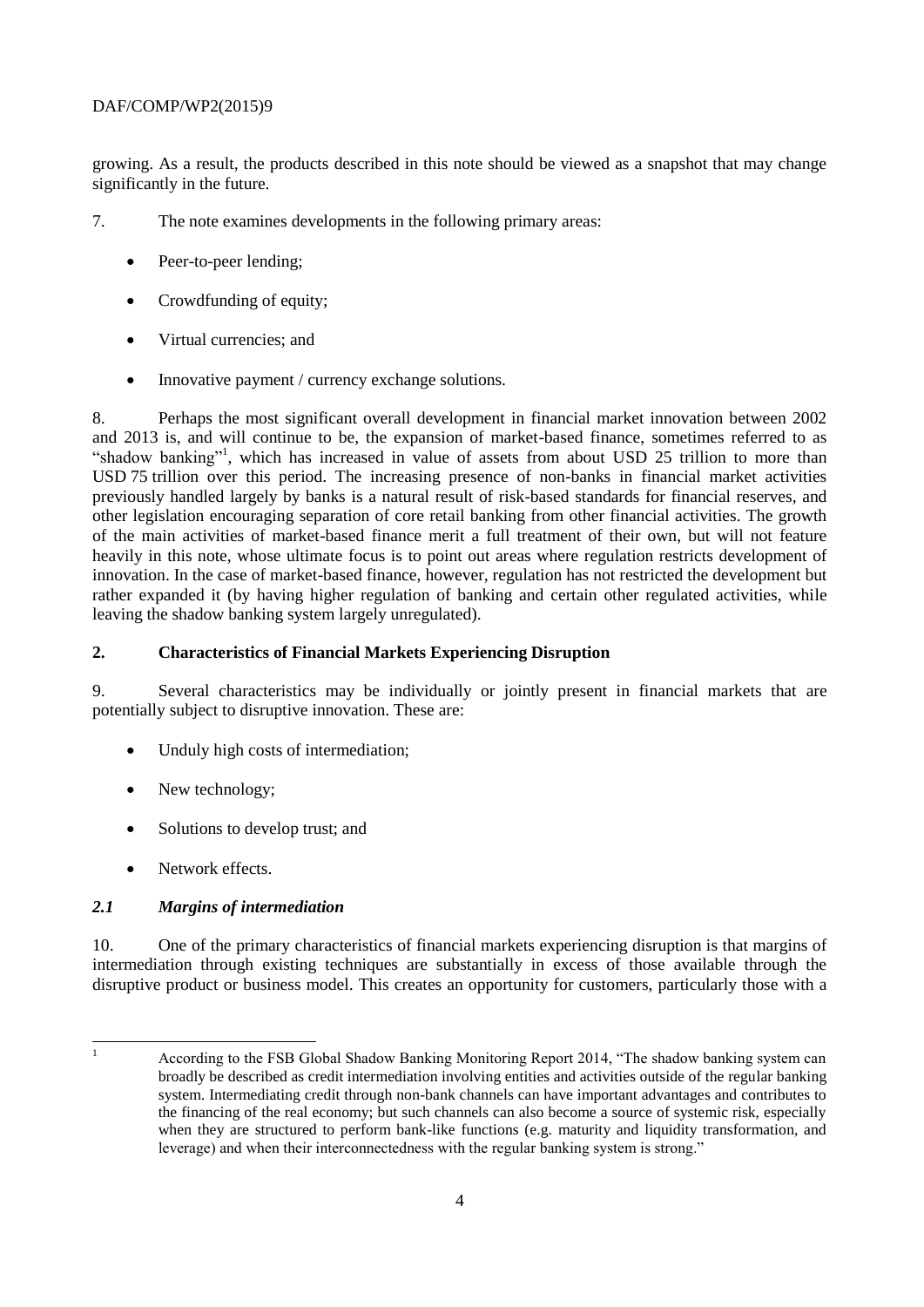growing. As a result, the products described in this note should be viewed as a snapshot that may change significantly in the future.

7. The note examines developments in the following primary areas:

- Peer-to-peer lending;
- Crowdfunding of equity;
- Virtual currencies; and
- Innovative payment / currency exchange solutions.

8. Perhaps the most significant overall development in financial market innovation between 2002 and 2013 is, and will continue to be, the expansion of market-based finance, sometimes referred to as "shadow banking"[1], which has increased in value of assets from about USD 25 trillion to more than USD 75 trillion over this period. The increasing presence of non-banks in financial market activities previously handled largely by banks is a natural result of risk-based standards for financial reserves, and other legislation encouraging separation of core retail banking from other financial activities. The growth of the main activities of market-based finance merit a full treatment of their own, but will not feature heavily in this note, whose ultimate focus is to point out areas where regulation restricts development of innovation. In the case of market-based finance, however, regulation has not restricted the development but rather expanded it (by having higher regulation of banking and certain other regulated activities, while leaving the shadow banking system largely unregulated).

## 2. Characteristics of Financial Markets Experiencing Disruption

9. Several characteristics may be individually or jointly present in financial markets that are potentially subject to disruptive innovation. These are:

- Unduly high costs of intermediation;
- New technology;
- Solutions to develop trust; and
- Network effects.

### *2.1 Margins of intermediation*

10. One of the primary characteristics of financial markets experiencing disruption is that margins of intermediation through existing techniques are substantially in excess of those available through the disruptive product or business model. This creates an opportunity for customers, particularly those with a

[1] According to the FSB Global Shadow Banking Monitoring Report 2014, "The shadow banking system can broadly be described as credit intermediation involving entities and activities outside of the regular banking system. Intermediating credit through non-bank channels can have important advantages and contributes to the financing of the real economy; but such channels can also become a source of systemic risk, especially when they are structured to perform bank-like functions (e.g. maturity and liquidity transformation, and leverage) and when their interconnectedness with the regular banking system is strong."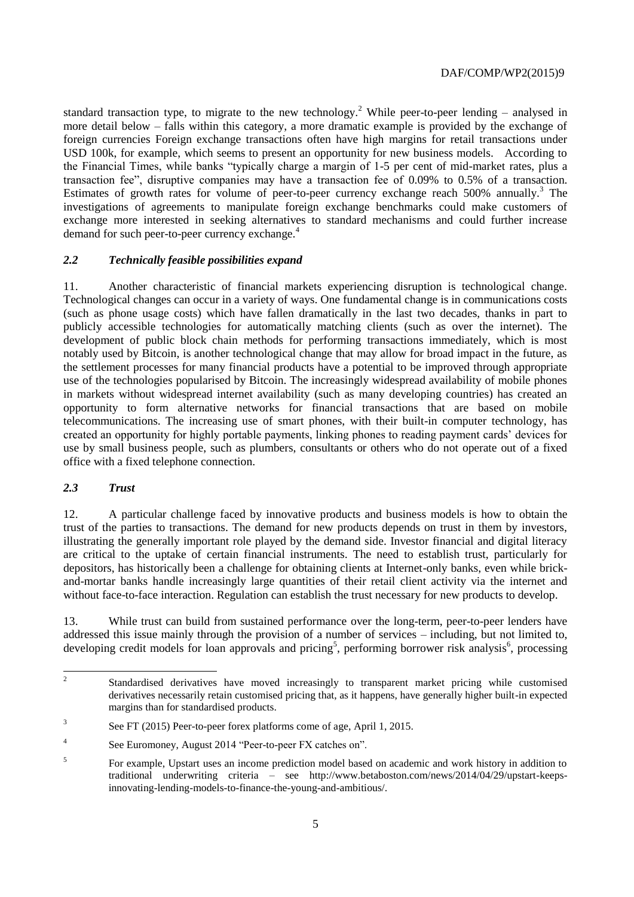standard transaction type, to migrate to the new technology.[2] While peer-to-peer lending – analysed in more detail below – falls within this category, a more dramatic example is provided by the exchange of foreign currencies Foreign exchange transactions often have high margins for retail transactions under USD 100k, for example, which seems to present an opportunity for new business models. According to the Financial Times, while banks "typically charge a margin of 1-5 per cent of mid-market rates, plus a transaction fee", disruptive companies may have a transaction fee of 0.09% to 0.5% of a transaction. Estimates of growth rates for volume of peer-to-peer currency exchange reach 500% annually.[3] The investigations of agreements to manipulate foreign exchange benchmarks could make customers of exchange more interested in seeking alternatives to standard mechanisms and could further increase demand for such peer-to-peer currency exchange.[4]

### *2.2 Technically feasible possibilities expand*

11. Another characteristic of financial markets experiencing disruption is technological change. Technological changes can occur in a variety of ways. One fundamental change is in communications costs (such as phone usage costs) which have fallen dramatically in the last two decades, thanks in part to publicly accessible technologies for automatically matching clients (such as over the internet). The development of public block chain methods for performing transactions immediately, which is most notably used by Bitcoin, is another technological change that may allow for broad impact in the future, as the settlement processes for many financial products have a potential to be improved through appropriate use of the technologies popularised by Bitcoin. The increasingly widespread availability of mobile phones in markets without widespread internet availability (such as many developing countries) has created an opportunity to form alternative networks for financial transactions that are based on mobile telecommunications. The increasing use of smart phones, with their built-in computer technology, has created an opportunity for highly portable payments, linking phones to reading payment cards' devices for use by small business people, such as plumbers, consultants or others who do not operate out of a fixed office with a fixed telephone connection.

### *2.3 Trust*

12. A particular challenge faced by innovative products and business models is how to obtain the trust of the parties to transactions. The demand for new products depends on trust in them by investors, illustrating the generally important role played by the demand side. Investor financial and digital literacy are critical to the uptake of certain financial instruments. The need to establish trust, particularly for depositors, has historically been a challenge for obtaining clients at Internet-only banks, even while brick-and-mortar banks handle increasingly large quantities of their retail client activity via the internet and without face-to-face interaction. Regulation can establish the trust necessary for new products to develop.

13. While trust can build from sustained performance over the long-term, peer-to-peer lenders have addressed this issue mainly through the provision of a number of services – including, but not limited to, developing credit models for loan approvals and pricing[5], performing borrower risk analysis[6], processing

---

[2] Standardised derivatives have moved increasingly to transparent market pricing while customised derivatives necessarily retain customised pricing that, as it happens, have generally higher built-in expected margins than for standardised products.

[3] See FT (2015) Peer-to-peer forex platforms come of age, April 1, 2015.

[4] See Euromoney, August 2014 "Peer-to-peer FX catches on".

[5] For example, Upstart uses an income prediction model based on academic and work history in addition to traditional underwriting criteria – see http://www.betaboston.com/news/2014/04/29/upstart-keeps-innovating-lending-models-to-finance-the-young-and-ambitious/.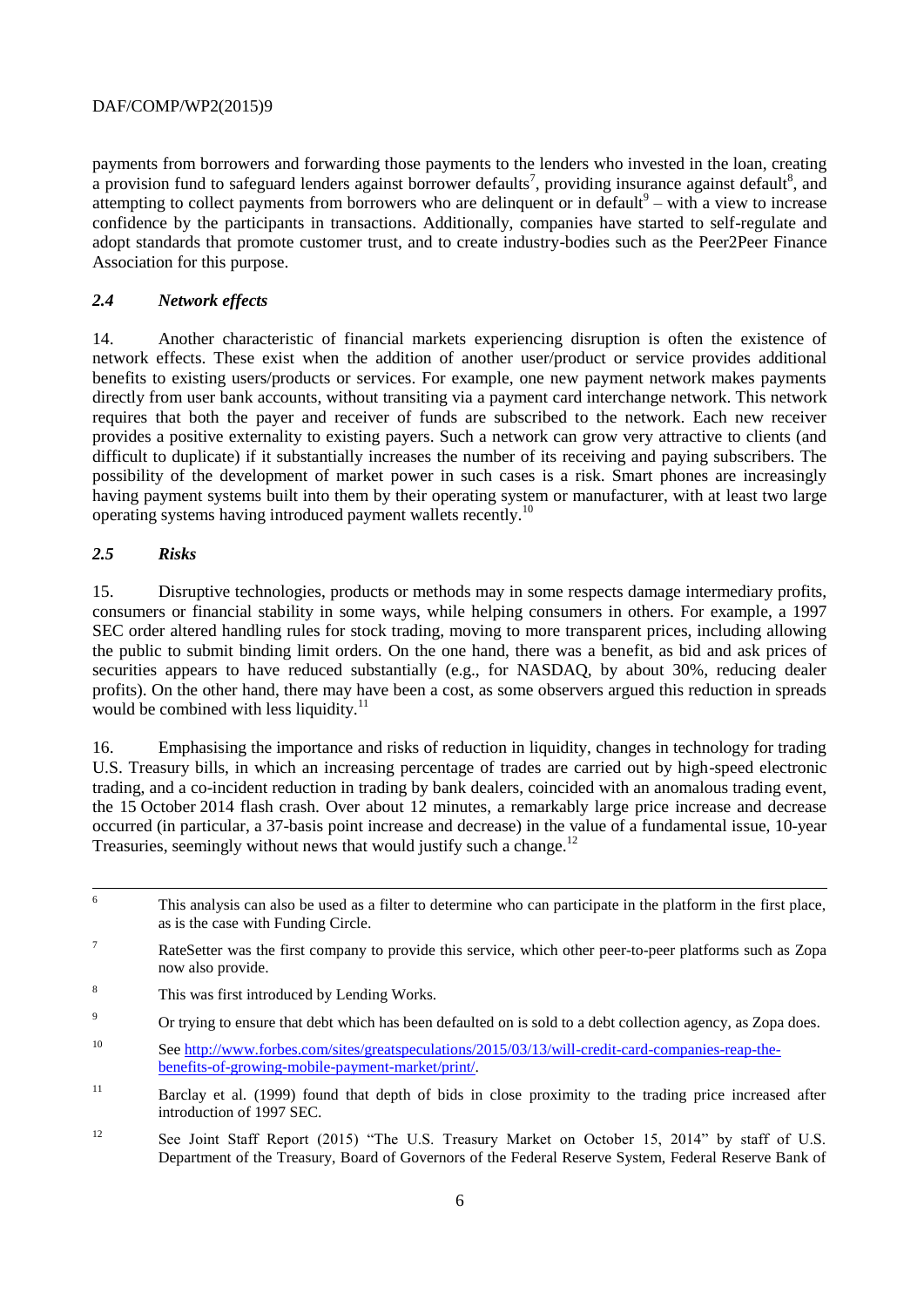payments from borrowers and forwarding those payments to the lenders who invested in the loan, creating a provision fund to safeguard lenders against borrower defaults[7], providing insurance against default[8], and attempting to collect payments from borrowers who are delinquent or in default[9] – with a view to increase confidence by the participants in transactions. Additionally, companies have started to self-regulate and adopt standards that promote customer trust, and to create industry-bodies such as the Peer2Peer Finance Association for this purpose.

### *2.4 Network effects*

14. Another characteristic of financial markets experiencing disruption is often the existence of network effects. These exist when the addition of another user/product or service provides additional benefits to existing users/products or services. For example, one new payment network makes payments directly from user bank accounts, without transiting via a payment card interchange network. This network requires that both the payer and receiver of funds are subscribed to the network. Each new receiver provides a positive externality to existing payers. Such a network can grow very attractive to clients (and difficult to duplicate) if it substantially increases the number of its receiving and paying subscribers. The possibility of the development of market power in such cases is a risk. Smart phones are increasingly having payment systems built into them by their operating system or manufacturer, with at least two large operating systems having introduced payment wallets recently.[10]

### *2.5 Risks*

15. Disruptive technologies, products or methods may in some respects damage intermediary profits, consumers or financial stability in some ways, while helping consumers in others. For example, a 1997 SEC order altered handling rules for stock trading, moving to more transparent prices, including allowing the public to submit binding limit orders. On the one hand, there was a benefit, as bid and ask prices of securities appears to have reduced substantially (e.g., for NASDAQ, by about 30%, reducing dealer profits). On the other hand, there may have been a cost, as some observers argued this reduction in spreads would be combined with less liquidity.[11]

16. Emphasising the importance and risks of reduction in liquidity, changes in technology for trading U.S. Treasury bills, in which an increasing percentage of trades are carried out by high-speed electronic trading, and a co-incident reduction in trading by bank dealers, coincided with an anomalous trading event, the 15 October 2014 flash crash. Over about 12 minutes, a remarkably large price increase and decrease occurred (in particular, a 37-basis point increase and decrease) in the value of a fundamental issue, 10-year Treasuries, seemingly without news that would justify such a change.[12]

---

6 This analysis can also be used as a filter to determine who can participate in the platform in the first place, as is the case with Funding Circle.

7 RateSetter was the first company to provide this service, which other peer-to-peer platforms such as Zopa now also provide.

8 This was first introduced by Lending Works.

9 Or trying to ensure that debt which has been defaulted on is sold to a debt collection agency, as Zopa does.

10 See http://www.forbes.com/sites/greatspeculations/2015/03/13/will-credit-card-companies-reap-the-benefits-of-growing-mobile-payment-market/print/.

11 Barclay et al. (1999) found that depth of bids in close proximity to the trading price increased after introduction of 1997 SEC.

12 See Joint Staff Report (2015) "The U.S. Treasury Market on October 15, 2014" by staff of U.S. Department of the Treasury, Board of Governors of the Federal Reserve System, Federal Reserve Bank of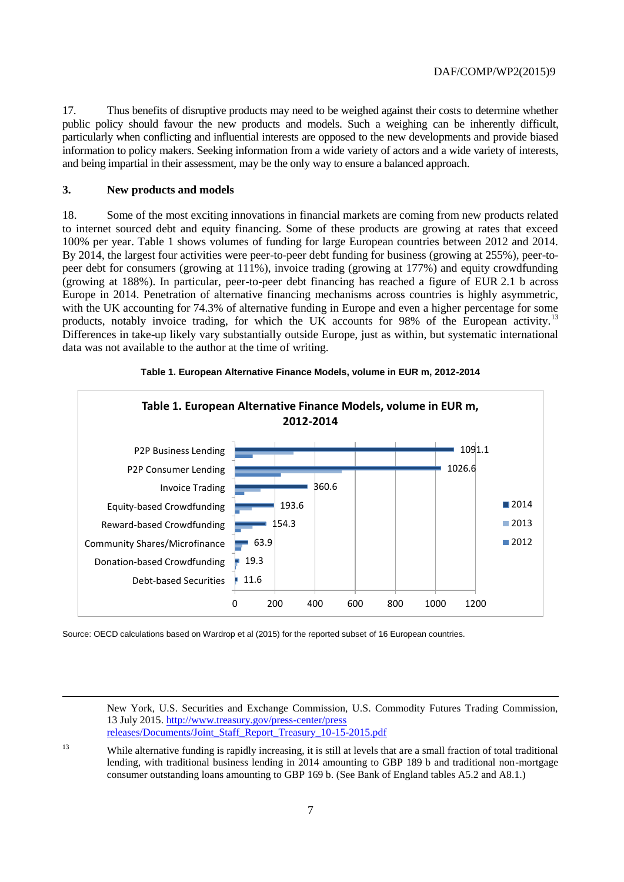17. Thus benefits of disruptive products may need to be weighed against their costs to determine whether public policy should favour the new products and models. Such a weighing can be inherently difficult, particularly when conflicting and influential interests are opposed to the new developments and provide biased information to policy makers. Seeking information from a wide variety of actors and a wide variety of interests, and being impartial in their assessment, may be the only way to ensure a balanced approach.

## 3. New products and models

18. Some of the most exciting innovations in financial markets are coming from new products related to internet sourced debt and equity financing. Some of these products are growing at rates that exceed 100% per year. Table 1 shows volumes of funding for large European countries between 2012 and 2014. By 2014, the largest four activities were peer-to-peer debt funding for business (growing at 255%), peer-to-peer debt for consumers (growing at 111%), invoice trading (growing at 177%) and equity crowdfunding (growing at 188%). In particular, peer-to-peer debt financing has reached a figure of EUR 2.1 b across Europe in 2014. Penetration of alternative financing mechanisms across countries is highly asymmetric, with the UK accounting for 74.3% of alternative funding in Europe and even a higher percentage for some products, notably invoice trading, for which the UK accounts for 98% of the European activity.[13] Differences in take-up likely vary substantially outside Europe, just as within, but systematic international data was not available to the author at the time of writing.

**Table 1. European Alternative Finance Models, volume in EUR m, 2012-2014**

| Model | 2014 |
|---|---|
| P2P Business Lending | 1091.1 |
| P2P Consumer Lending | 1026.6 |
| Invoice Trading | 360.6 |
| Equity-based Crowdfunding | 193.6 |
| Reward-based Crowdfunding | 154.3 |
| Community Shares/Microfinance | 63.9 |
| Donation-based Crowdfunding | 19.3 |
| Debt-based Securities | 11.6 |

Source: OECD calculations based on Wardrop et al (2015) for the reported subset of 16 European countries.

---

New York, U.S. Securities and Exchange Commission, U.S. Commodity Futures Trading Commission, 13 July 2015. http://www.treasury.gov/press-center/press releases/Documents/Joint_Staff_Report_Treasury_10-15-2015.pdf

[13] While alternative funding is rapidly increasing, it is still at levels that are a small fraction of total traditional lending, with traditional business lending in 2014 amounting to GBP 189 b and traditional non-mortgage consumer outstanding loans amounting to GBP 169 b. (See Bank of England tables A5.2 and A8.1.)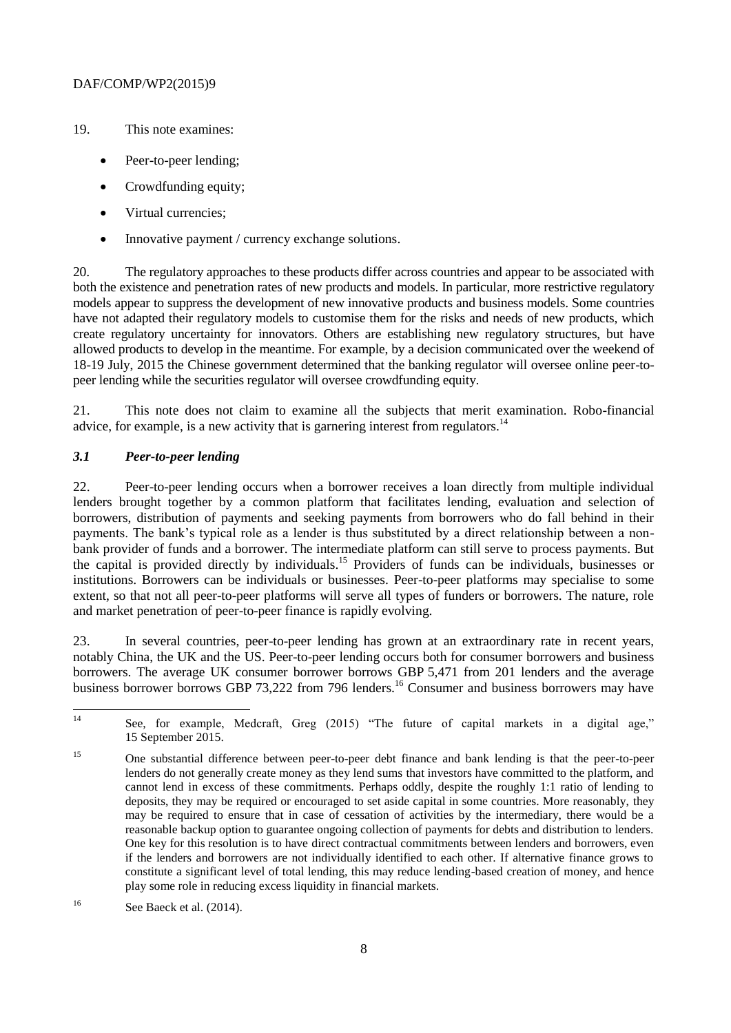19. This note examines:

- Peer-to-peer lending;
- Crowdfunding equity;
- Virtual currencies;
- Innovative payment / currency exchange solutions.

20. The regulatory approaches to these products differ across countries and appear to be associated with both the existence and penetration rates of new products and models. In particular, more restrictive regulatory models appear to suppress the development of new innovative products and business models. Some countries have not adapted their regulatory models to customise them for the risks and needs of new products, which create regulatory uncertainty for innovators. Others are establishing new regulatory structures, but have allowed products to develop in the meantime. For example, by a decision communicated over the weekend of 18-19 July, 2015 the Chinese government determined that the banking regulator will oversee online peer-to-peer lending while the securities regulator will oversee crowdfunding equity.

21. This note does not claim to examine all the subjects that merit examination. Robo-financial advice, for example, is a new activity that is garnering interest from regulators.[14]

### *3.1 Peer-to-peer lending*

22. Peer-to-peer lending occurs when a borrower receives a loan directly from multiple individual lenders brought together by a common platform that facilitates lending, evaluation and selection of borrowers, distribution of payments and seeking payments from borrowers who do fall behind in their payments. The bank's typical role as a lender is thus substituted by a direct relationship between a non-bank provider of funds and a borrower. The intermediate platform can still serve to process payments. But the capital is provided directly by individuals.[15] Providers of funds can be individuals, businesses or institutions. Borrowers can be individuals or businesses. Peer-to-peer platforms may specialise to some extent, so that not all peer-to-peer platforms will serve all types of funders or borrowers. The nature, role and market penetration of peer-to-peer finance is rapidly evolving.

23. In several countries, peer-to-peer lending has grown at an extraordinary rate in recent years, notably China, the UK and the US. Peer-to-peer lending occurs both for consumer borrowers and business borrowers. The average UK consumer borrower borrows GBP 5,471 from 201 lenders and the average business borrower borrows GBP 73,222 from 796 lenders.[16] Consumer and business borrowers may have

---

[14] See, for example, Medcraft, Greg (2015) "The future of capital markets in a digital age," 15 September 2015.

[15] One substantial difference between peer-to-peer debt finance and bank lending is that the peer-to-peer lenders do not generally create money as they lend sums that investors have committed to the platform, and cannot lend in excess of these commitments. Perhaps oddly, despite the roughly 1:1 ratio of lending to deposits, they may be required or encouraged to set aside capital in some countries. More reasonably, they may be required to ensure that in case of cessation of activities by the intermediary, there would be a reasonable backup option to guarantee ongoing collection of payments for debts and distribution to lenders. One key for this resolution is to have direct contractual commitments between lenders and borrowers, even if the lenders and borrowers are not individually identified to each other. If alternative finance grows to constitute a significant level of total lending, this may reduce lending-based creation of money, and hence play some role in reducing excess liquidity in financial markets.

[16] See Baeck et al. (2014).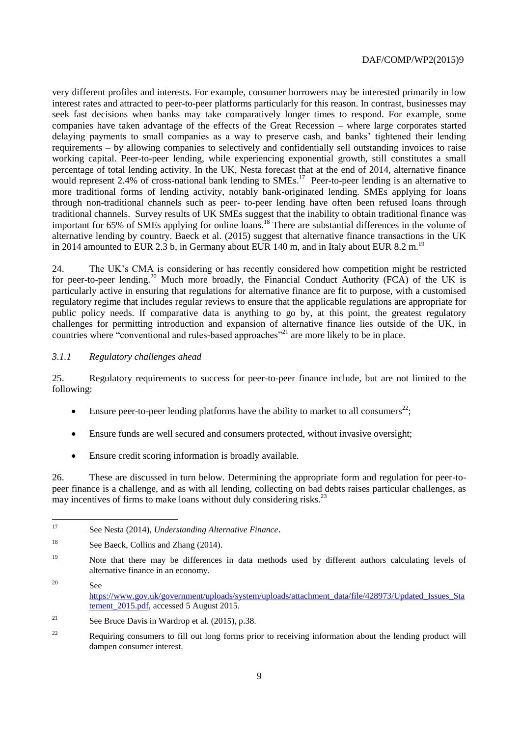very different profiles and interests. For example, consumer borrowers may be interested primarily in low interest rates and attracted to peer-to-peer platforms particularly for this reason. In contrast, businesses may seek fast decisions when banks may take comparatively longer times to respond. For example, some companies have taken advantage of the effects of the Great Recession – where large corporates started delaying payments to small companies as a way to preserve cash, and banks' tightened their lending requirements – by allowing companies to selectively and confidentially sell outstanding invoices to raise working capital. Peer-to-peer lending, while experiencing exponential growth, still constitutes a small percentage of total lending activity. In the UK, Nesta forecast that at the end of 2014, alternative finance would represent 2.4% of cross-national bank lending to SMEs.[17] Peer-to-peer lending is an alternative to more traditional forms of lending activity, notably bank-originated lending. SMEs applying for loans through non-traditional channels such as peer- to-peer lending have often been refused loans through traditional channels. Survey results of UK SMEs suggest that the inability to obtain traditional finance was important for 65% of SMEs applying for online loans.[18] There are substantial differences in the volume of alternative lending by country. Baeck et al. (2015) suggest that alternative finance transactions in the UK in 2014 amounted to EUR 2.3 b, in Germany about EUR 140 m, and in Italy about EUR 8.2 m.[19]

24. The UK's CMA is considering or has recently considered how competition might be restricted for peer-to-peer lending.[20] Much more broadly, the Financial Conduct Authority (FCA) of the UK is particularly active in ensuring that regulations for alternative finance are fit to purpose, with a customised regulatory regime that includes regular reviews to ensure that the applicable regulations are appropriate for public policy needs. If comparative data is anything to go by, at this point, the greatest regulatory challenges for permitting introduction and expansion of alternative finance lies outside of the UK, in countries where "conventional and rules-based approaches"[21] are more likely to be in place.

### *3.1.1 Regulatory challenges ahead*

25. Regulatory requirements to success for peer-to-peer finance include, but are not limited to the following:

- Ensure peer-to-peer lending platforms have the ability to market to all consumers[22];
- Ensure funds are well secured and consumers protected, without invasive oversight;
- Ensure credit scoring information is broadly available.

26. These are discussed in turn below. Determining the appropriate form and regulation for peer-to-peer finance is a challenge, and as with all lending, collecting on bad debts raises particular challenges, as may incentives of firms to make loans without duly considering risks.[23]

---

[17] See Nesta (2014), *Understanding Alternative Finance*.

[18] See Baeck, Collins and Zhang (2014).

[19] Note that there may be differences in data methods used by different authors calculating levels of alternative finance in an economy.

[20] See https://www.gov.uk/government/uploads/system/uploads/attachment_data/file/428973/Updated_Issues_Statement_2015.pdf, accessed 5 August 2015.

[21] See Bruce Davis in Wardrop et al. (2015), p.38.

[22] Requiring consumers to fill out long forms prior to receiving information about the lending product will dampen consumer interest.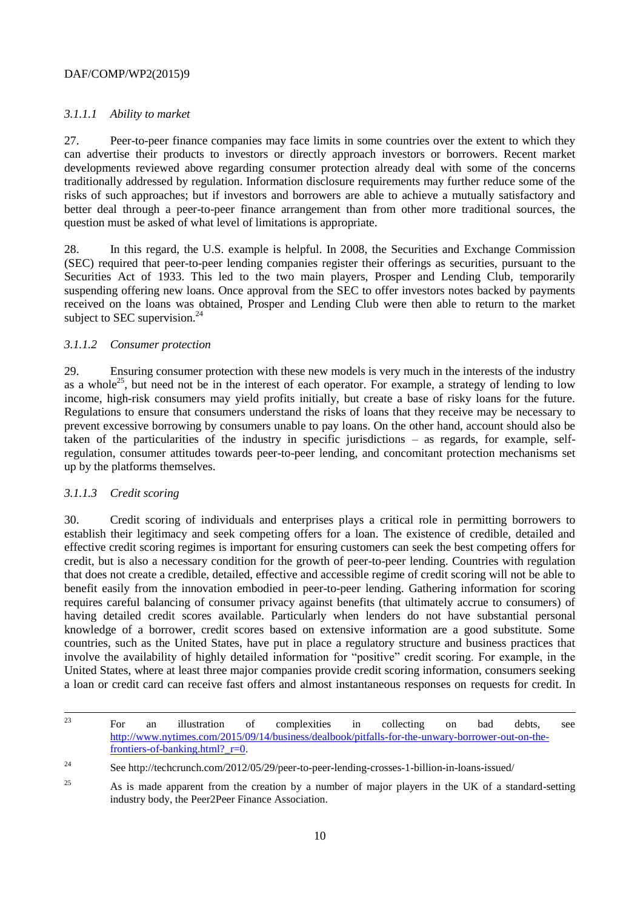#### *3.1.1.1 Ability to market*

27. Peer-to-peer finance companies may face limits in some countries over the extent to which they can advertise their products to investors or directly approach investors or borrowers. Recent market developments reviewed above regarding consumer protection already deal with some of the concerns traditionally addressed by regulation. Information disclosure requirements may further reduce some of the risks of such approaches; but if investors and borrowers are able to achieve a mutually satisfactory and better deal through a peer-to-peer finance arrangement than from other more traditional sources, the question must be asked of what level of limitations is appropriate.

28. In this regard, the U.S. example is helpful. In 2008, the Securities and Exchange Commission (SEC) required that peer-to-peer lending companies register their offerings as securities, pursuant to the Securities Act of 1933. This led to the two main players, Prosper and Lending Club, temporarily suspending offering new loans. Once approval from the SEC to offer investors notes backed by payments received on the loans was obtained, Prosper and Lending Club were then able to return to the market subject to SEC supervision.[24]

#### *3.1.1.2 Consumer protection*

29. Ensuring consumer protection with these new models is very much in the interests of the industry as a whole[25], but need not be in the interest of each operator. For example, a strategy of lending to low income, high-risk consumers may yield profits initially, but create a base of risky loans for the future. Regulations to ensure that consumers understand the risks of loans that they receive may be necessary to prevent excessive borrowing by consumers unable to pay loans. On the other hand, account should also be taken of the particularities of the industry in specific jurisdictions – as regards, for example, self-regulation, consumer attitudes towards peer-to-peer lending, and concomitant protection mechanisms set up by the platforms themselves.

#### *3.1.1.3 Credit scoring*

30. Credit scoring of individuals and enterprises plays a critical role in permitting borrowers to establish their legitimacy and seek competing offers for a loan. The existence of credible, detailed and effective credit scoring regimes is important for ensuring customers can seek the best competing offers for credit, but is also a necessary condition for the growth of peer-to-peer lending. Countries with regulation that does not create a credible, detailed, effective and accessible regime of credit scoring will not be able to benefit easily from the innovation embodied in peer-to-peer lending. Gathering information for scoring requires careful balancing of consumer privacy against benefits (that ultimately accrue to consumers) of having detailed credit scores available. Particularly when lenders do not have substantial personal knowledge of a borrower, credit scores based on extensive information are a good substitute. Some countries, such as the United States, have put in place a regulatory structure and business practices that involve the availability of highly detailed information for "positive" credit scoring. For example, in the United States, where at least three major companies provide credit scoring information, consumers seeking a loan or credit card can receive fast offers and almost instantaneous responses on requests for credit. In

---

[23] For an illustration of complexities in collecting on bad debts, see http://www.nytimes.com/2015/09/14/business/dealbook/pitfalls-for-the-unwary-borrower-out-on-the-frontiers-of-banking.html?_r=0.

[24] See http://techcrunch.com/2012/05/29/peer-to-peer-lending-crosses-1-billion-in-loans-issued/

[25] As is made apparent from the creation by a number of major players in the UK of a standard-setting industry body, the Peer2Peer Finance Association.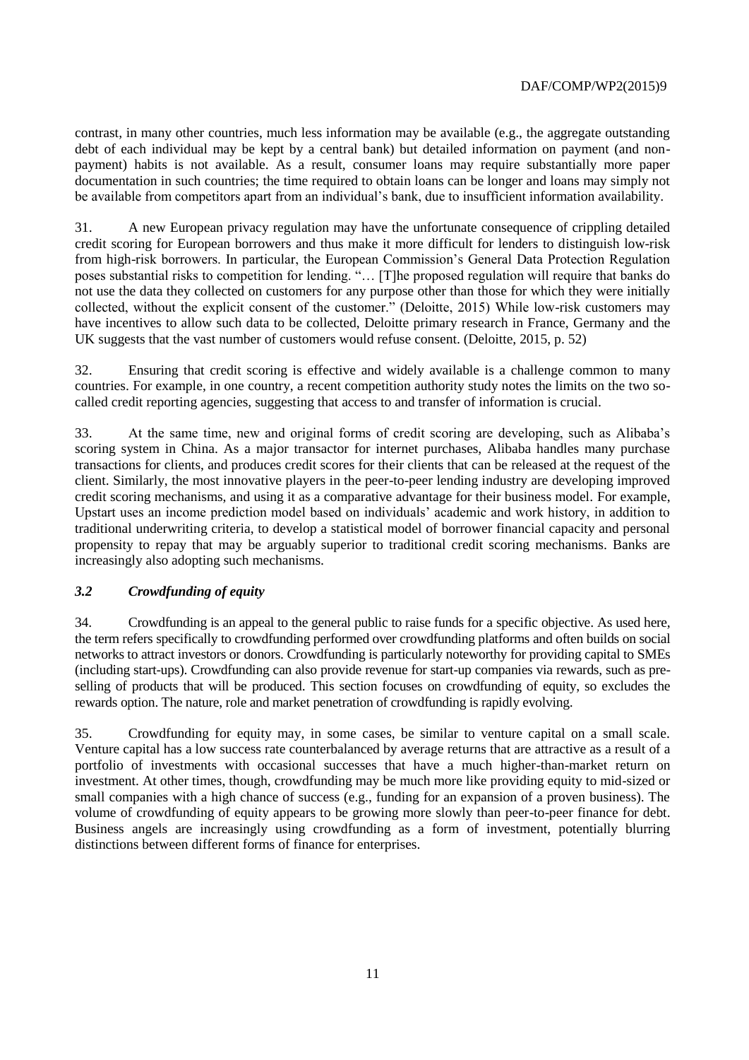contrast, in many other countries, much less information may be available (e.g., the aggregate outstanding debt of each individual may be kept by a central bank) but detailed information on payment (and non-payment) habits is not available. As a result, consumer loans may require substantially more paper documentation in such countries; the time required to obtain loans can be longer and loans may simply not be available from competitors apart from an individual's bank, due to insufficient information availability.

31. A new European privacy regulation may have the unfortunate consequence of crippling detailed credit scoring for European borrowers and thus make it more difficult for lenders to distinguish low-risk from high-risk borrowers. In particular, the European Commission's General Data Protection Regulation poses substantial risks to competition for lending. "… [T]he proposed regulation will require that banks do not use the data they collected on customers for any purpose other than those for which they were initially collected, without the explicit consent of the customer." (Deloitte, 2015) While low-risk customers may have incentives to allow such data to be collected, Deloitte primary research in France, Germany and the UK suggests that the vast number of customers would refuse consent. (Deloitte, 2015, p. 52)

32. Ensuring that credit scoring is effective and widely available is a challenge common to many countries. For example, in one country, a recent competition authority study notes the limits on the two so-called credit reporting agencies, suggesting that access to and transfer of information is crucial.

33. At the same time, new and original forms of credit scoring are developing, such as Alibaba's scoring system in China. As a major transactor for internet purchases, Alibaba handles many purchase transactions for clients, and produces credit scores for their clients that can be released at the request of the client. Similarly, the most innovative players in the peer-to-peer lending industry are developing improved credit scoring mechanisms, and using it as a comparative advantage for their business model. For example, Upstart uses an income prediction model based on individuals' academic and work history, in addition to traditional underwriting criteria, to develop a statistical model of borrower financial capacity and personal propensity to repay that may be arguably superior to traditional credit scoring mechanisms. Banks are increasingly also adopting such mechanisms.

### *3.2 Crowdfunding of equity*

34. Crowdfunding is an appeal to the general public to raise funds for a specific objective. As used here, the term refers specifically to crowdfunding performed over crowdfunding platforms and often builds on social networks to attract investors or donors. Crowdfunding is particularly noteworthy for providing capital to SMEs (including start-ups). Crowdfunding can also provide revenue for start-up companies via rewards, such as pre-selling of products that will be produced. This section focuses on crowdfunding of equity, so excludes the rewards option. The nature, role and market penetration of crowdfunding is rapidly evolving.

35. Crowdfunding for equity may, in some cases, be similar to venture capital on a small scale. Venture capital has a low success rate counterbalanced by average returns that are attractive as a result of a portfolio of investments with occasional successes that have a much higher-than-market return on investment. At other times, though, crowdfunding may be much more like providing equity to mid-sized or small companies with a high chance of success (e.g., funding for an expansion of a proven business). The volume of crowdfunding of equity appears to be growing more slowly than peer-to-peer finance for debt. Business angels are increasingly using crowdfunding as a form of investment, potentially blurring distinctions between different forms of finance for enterprises.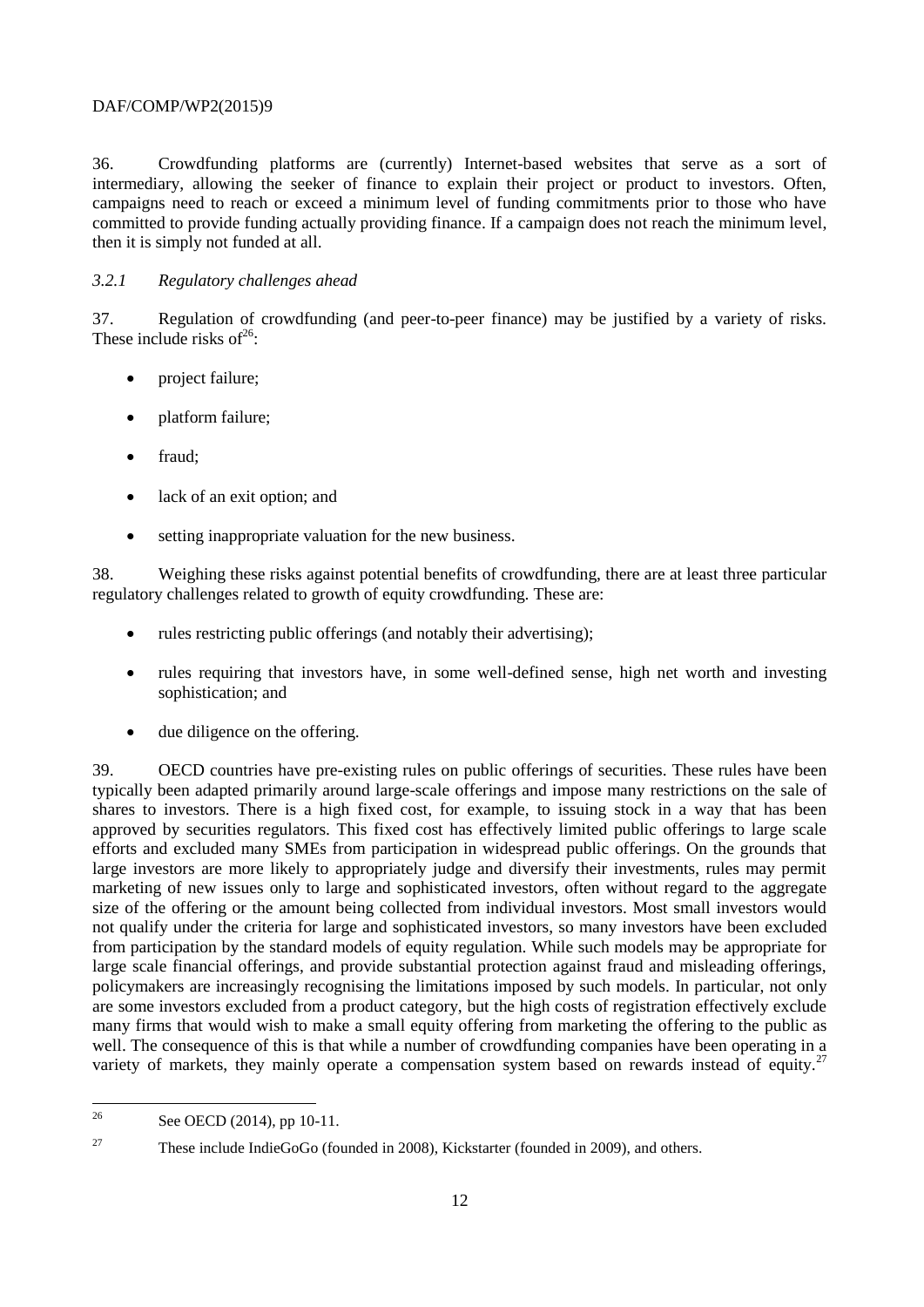36. Crowdfunding platforms are (currently) Internet-based websites that serve as a sort of intermediary, allowing the seeker of finance to explain their project or product to investors. Often, campaigns need to reach or exceed a minimum level of funding commitments prior to those who have committed to provide funding actually providing finance. If a campaign does not reach the minimum level, then it is simply not funded at all.

### *3.2.1 Regulatory challenges ahead*

37. Regulation of crowdfunding (and peer-to-peer finance) may be justified by a variety of risks. These include risks of[26]:

- project failure;
- platform failure;
- fraud;
- lack of an exit option; and
- setting inappropriate valuation for the new business.

38. Weighing these risks against potential benefits of crowdfunding, there are at least three particular regulatory challenges related to growth of equity crowdfunding. These are:

- rules restricting public offerings (and notably their advertising);
- rules requiring that investors have, in some well-defined sense, high net worth and investing sophistication; and
- due diligence on the offering.

39. OECD countries have pre-existing rules on public offerings of securities. These rules have been typically been adapted primarily around large-scale offerings and impose many restrictions on the sale of shares to investors. There is a high fixed cost, for example, to issuing stock in a way that has been approved by securities regulators. This fixed cost has effectively limited public offerings to large scale efforts and excluded many SMEs from participation in widespread public offerings. On the grounds that large investors are more likely to appropriately judge and diversify their investments, rules may permit marketing of new issues only to large and sophisticated investors, often without regard to the aggregate size of the offering or the amount being collected from individual investors. Most small investors would not qualify under the criteria for large and sophisticated investors, so many investors have been excluded from participation by the standard models of equity regulation. While such models may be appropriate for large scale financial offerings, and provide substantial protection against fraud and misleading offerings, policymakers are increasingly recognising the limitations imposed by such models. In particular, not only are some investors excluded from a product category, but the high costs of registration effectively exclude many firms that would wish to make a small equity offering from marketing the offering to the public as well. The consequence of this is that while a number of crowdfunding companies have been operating in a variety of markets, they mainly operate a compensation system based on rewards instead of equity.[27]

---

[26] See OECD (2014), pp 10-11.

[27] These include IndieGoGo (founded in 2008), Kickstarter (founded in 2009), and others.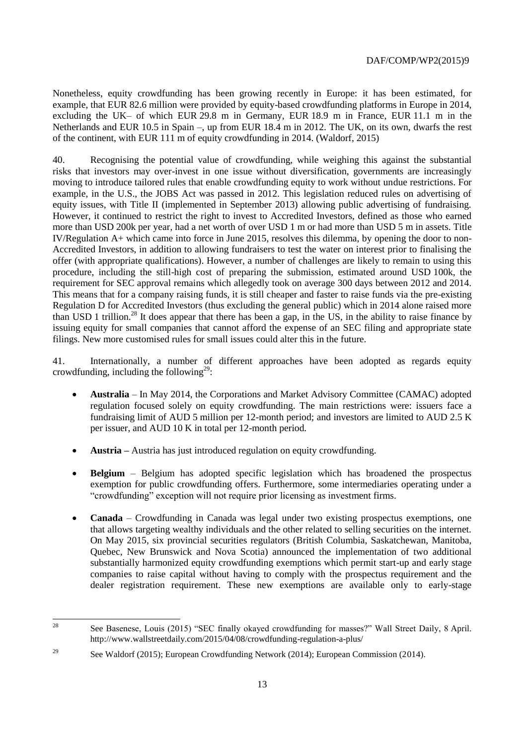Nonetheless, equity crowdfunding has been growing recently in Europe: it has been estimated, for example, that EUR 82.6 million were provided by equity-based crowdfunding platforms in Europe in 2014, excluding the UK– of which EUR 29.8 m in Germany, EUR 18.9 m in France, EUR 11.1 m in the Netherlands and EUR 10.5 in Spain –, up from EUR 18.4 m in 2012. The UK, on its own, dwarfs the rest of the continent, with EUR 111 m of equity crowdfunding in 2014. (Waldorf, 2015)

40. Recognising the potential value of crowdfunding, while weighing this against the substantial risks that investors may over-invest in one issue without diversification, governments are increasingly moving to introduce tailored rules that enable crowdfunding equity to work without undue restrictions. For example, in the U.S., the JOBS Act was passed in 2012. This legislation reduced rules on advertising of equity issues, with Title II (implemented in September 2013) allowing public advertising of fundraising. However, it continued to restrict the right to invest to Accredited Investors, defined as those who earned more than USD 200k per year, had a net worth of over USD 1 m or had more than USD 5 m in assets. Title IV/Regulation A+ which came into force in June 2015, resolves this dilemma, by opening the door to non-Accredited Investors, in addition to allowing fundraisers to test the water on interest prior to finalising the offer (with appropriate qualifications). However, a number of challenges are likely to remain to using this procedure, including the still-high cost of preparing the submission, estimated around USD 100k, the requirement for SEC approval remains which allegedly took on average 300 days between 2012 and 2014. This means that for a company raising funds, it is still cheaper and faster to raise funds via the pre-existing Regulation D for Accredited Investors (thus excluding the general public) which in 2014 alone raised more than USD 1 trillion.[28] It does appear that there has been a gap, in the US, in the ability to raise finance by issuing equity for small companies that cannot afford the expense of an SEC filing and appropriate state filings. New more customised rules for small issues could alter this in the future.

41. Internationally, a number of different approaches have been adopted as regards equity crowdfunding, including the following[29]:

- **Australia** – In May 2014, the Corporations and Market Advisory Committee (CAMAC) adopted regulation focused solely on equity crowdfunding. The main restrictions were: issuers face a fundraising limit of AUD 5 million per 12-month period; and investors are limited to AUD 2.5 K per issuer, and AUD 10 K in total per 12-month period.
- **Austria –** Austria has just introduced regulation on equity crowdfunding.
- **Belgium** – Belgium has adopted specific legislation which has broadened the prospectus exemption for public crowdfunding offers. Furthermore, some intermediaries operating under a "crowdfunding" exception will not require prior licensing as investment firms.
- **Canada** – Crowdfunding in Canada was legal under two existing prospectus exemptions, one that allows targeting wealthy individuals and the other related to selling securities on the internet. On May 2015, six provincial securities regulators (British Columbia, Saskatchewan, Manitoba, Quebec, New Brunswick and Nova Scotia) announced the implementation of two additional substantially harmonized equity crowdfunding exemptions which permit start-up and early stage companies to raise capital without having to comply with the prospectus requirement and the dealer registration requirement. These new exemptions are available only to early-stage

---

[28] See Basenese, Louis (2015) "SEC finally okayed crowdfunding for masses?" Wall Street Daily, 8 April. http://www.wallstreetdaily.com/2015/04/08/crowdfunding-regulation-a-plus/

[29] See Waldorf (2015); European Crowdfunding Network (2014); European Commission (2014).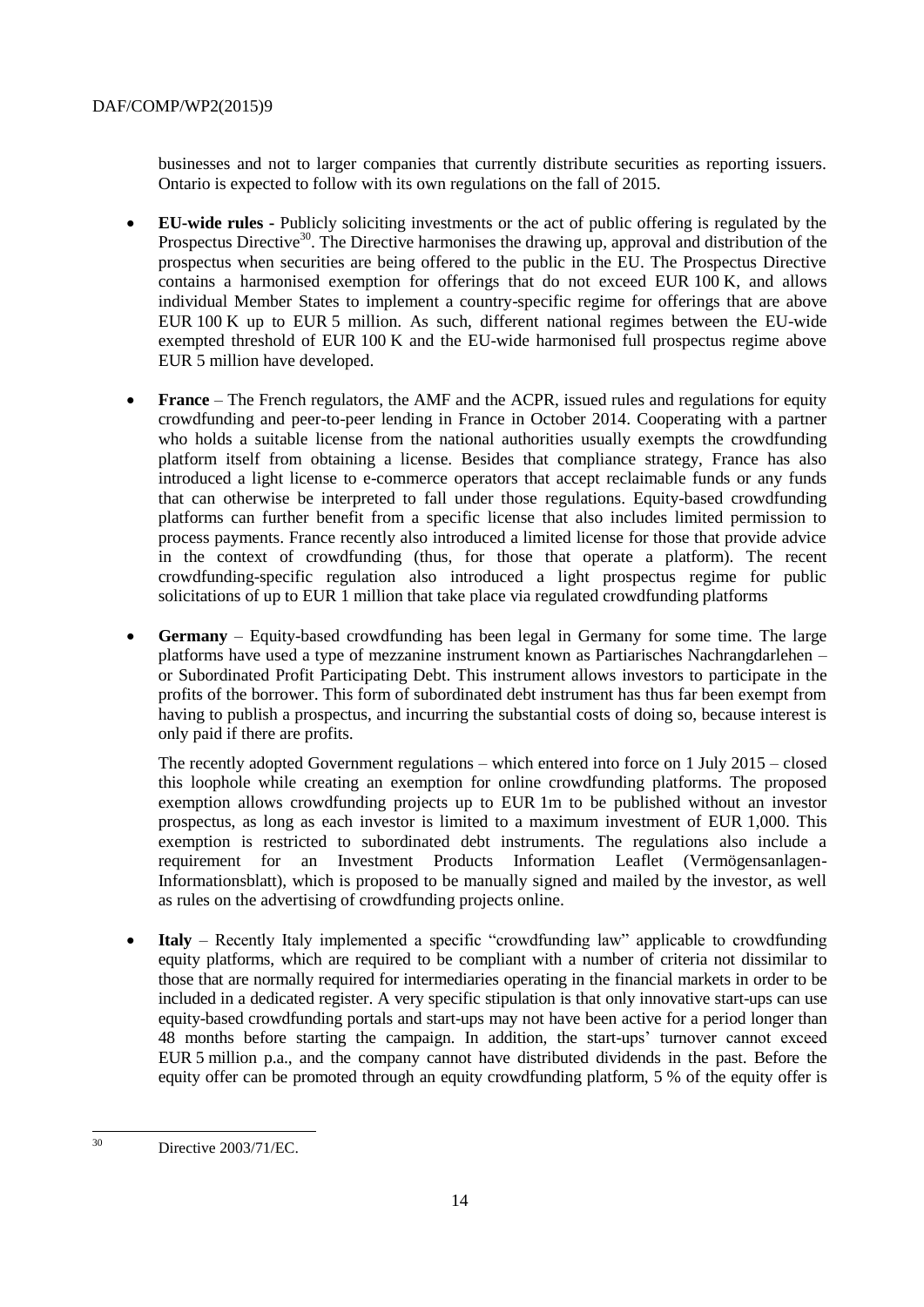businesses and not to larger companies that currently distribute securities as reporting issuers. Ontario is expected to follow with its own regulations on the fall of 2015.

- **EU-wide rules -** Publicly soliciting investments or the act of public offering is regulated by the Prospectus Directive[30]. The Directive harmonises the drawing up, approval and distribution of the prospectus when securities are being offered to the public in the EU. The Prospectus Directive contains a harmonised exemption for offerings that do not exceed EUR 100 K, and allows individual Member States to implement a country-specific regime for offerings that are above EUR 100 K up to EUR 5 million. As such, different national regimes between the EU-wide exempted threshold of EUR 100 K and the EU-wide harmonised full prospectus regime above EUR 5 million have developed.

- **France** – The French regulators, the AMF and the ACPR, issued rules and regulations for equity crowdfunding and peer-to-peer lending in France in October 2014. Cooperating with a partner who holds a suitable license from the national authorities usually exempts the crowdfunding platform itself from obtaining a license. Besides that compliance strategy, France has also introduced a light license to e-commerce operators that accept reclaimable funds or any funds that can otherwise be interpreted to fall under those regulations. Equity-based crowdfunding platforms can further benefit from a specific license that also includes limited permission to process payments. France recently also introduced a limited license for those that provide advice in the context of crowdfunding (thus, for those that operate a platform). The recent crowdfunding-specific regulation also introduced a light prospectus regime for public solicitations of up to EUR 1 million that take place via regulated crowdfunding platforms

- **Germany** – Equity-based crowdfunding has been legal in Germany for some time. The large platforms have used a type of mezzanine instrument known as Partiarisches Nachrangdarlehen – or Subordinated Profit Participating Debt. This instrument allows investors to participate in the profits of the borrower. This form of subordinated debt instrument has thus far been exempt from having to publish a prospectus, and incurring the substantial costs of doing so, because interest is only paid if there are profits.

  The recently adopted Government regulations – which entered into force on 1 July 2015 – closed this loophole while creating an exemption for online crowdfunding platforms. The proposed exemption allows crowdfunding projects up to EUR 1m to be published without an investor prospectus, as long as each investor is limited to a maximum investment of EUR 1,000. This exemption is restricted to subordinated debt instruments. The regulations also include a requirement for an Investment Products Information Leaflet (Vermögensanlagen-Informationsblatt), which is proposed to be manually signed and mailed by the investor, as well as rules on the advertising of crowdfunding projects online.

- **Italy** – Recently Italy implemented a specific "crowdfunding law" applicable to crowdfunding equity platforms, which are required to be compliant with a number of criteria not dissimilar to those that are normally required for intermediaries operating in the financial markets in order to be included in a dedicated register. A very specific stipulation is that only innovative start-ups can use equity-based crowdfunding portals and start-ups may not have been active for a period longer than 48 months before starting the campaign. In addition, the start-ups' turnover cannot exceed EUR 5 million p.a., and the company cannot have distributed dividends in the past. Before the equity offer can be promoted through an equity crowdfunding platform, 5 % of the equity offer is

---

[30] Directive 2003/71/EC.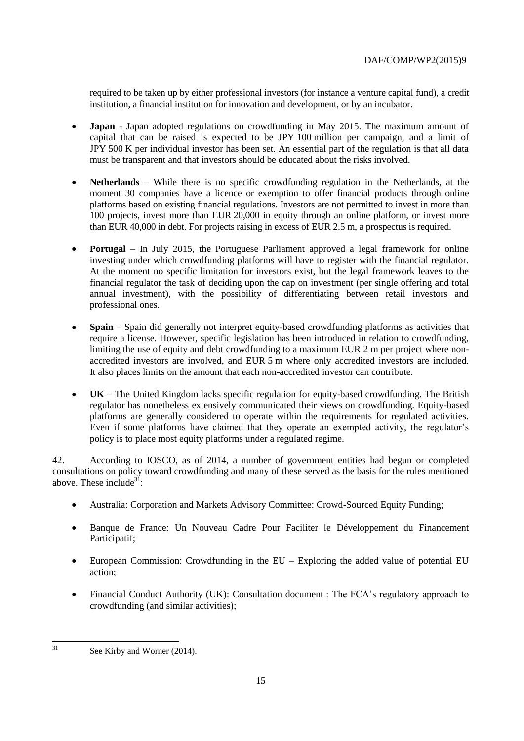required to be taken up by either professional investors (for instance a venture capital fund), a credit institution, a financial institution for innovation and development, or by an incubator.

- **Japan** - Japan adopted regulations on crowdfunding in May 2015. The maximum amount of capital that can be raised is expected to be JPY 100 million per campaign, and a limit of JPY 500 K per individual investor has been set. An essential part of the regulation is that all data must be transparent and that investors should be educated about the risks involved.

- **Netherlands** – While there is no specific crowdfunding regulation in the Netherlands, at the moment 30 companies have a licence or exemption to offer financial products through online platforms based on existing financial regulations. Investors are not permitted to invest in more than 100 projects, invest more than EUR 20,000 in equity through an online platform, or invest more than EUR 40,000 in debt. For projects raising in excess of EUR 2.5 m, a prospectus is required.

- **Portugal** – In July 2015, the Portuguese Parliament approved a legal framework for online investing under which crowdfunding platforms will have to register with the financial regulator. At the moment no specific limitation for investors exist, but the legal framework leaves to the financial regulator the task of deciding upon the cap on investment (per single offering and total annual investment), with the possibility of differentiating between retail investors and professional ones.

- **Spain** – Spain did generally not interpret equity-based crowdfunding platforms as activities that require a license. However, specific legislation has been introduced in relation to crowdfunding, limiting the use of equity and debt crowdfunding to a maximum EUR 2 m per project where non-accredited investors are involved, and EUR 5 m where only accredited investors are included. It also places limits on the amount that each non-accredited investor can contribute.

- **UK** – The United Kingdom lacks specific regulation for equity-based crowdfunding. The British regulator has nonetheless extensively communicated their views on crowdfunding. Equity-based platforms are generally considered to operate within the requirements for regulated activities. Even if some platforms have claimed that they operate an exempted activity, the regulator's policy is to place most equity platforms under a regulated regime.

42. According to IOSCO, as of 2014, a number of government entities had begun or completed consultations on policy toward crowdfunding and many of these served as the basis for the rules mentioned above. These include[31]:

- Australia: Corporation and Markets Advisory Committee: Crowd-Sourced Equity Funding;

- Banque de France: Un Nouveau Cadre Pour Faciliter le Développement du Financement Participatif;

- European Commission: Crowdfunding in the EU – Exploring the added value of potential EU action;

- Financial Conduct Authority (UK): Consultation document : The FCA's regulatory approach to crowdfunding (and similar activities);

---

[31] See Kirby and Worner (2014).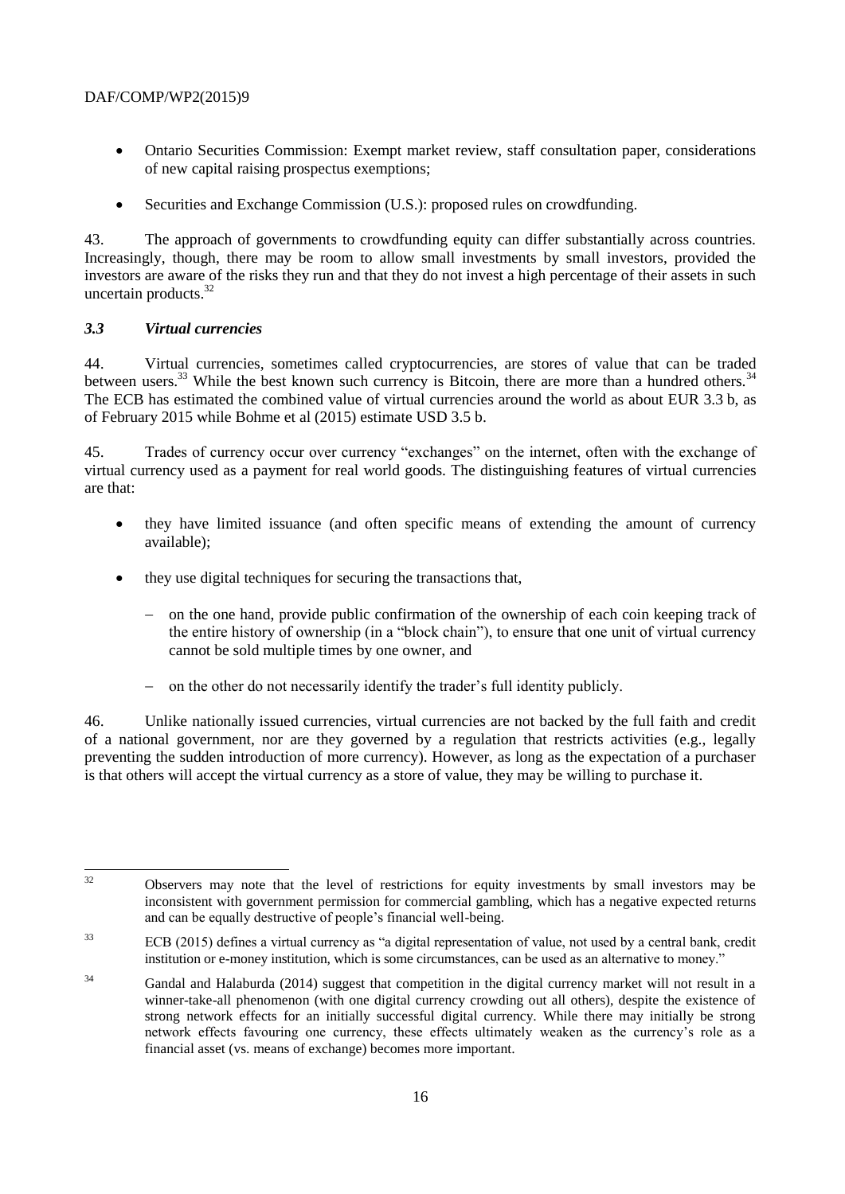- Ontario Securities Commission: Exempt market review, staff consultation paper, considerations of new capital raising prospectus exemptions;
- Securities and Exchange Commission (U.S.): proposed rules on crowdfunding.

43. The approach of governments to crowdfunding equity can differ substantially across countries. Increasingly, though, there may be room to allow small investments by small investors, provided the investors are aware of the risks they run and that they do not invest a high percentage of their assets in such uncertain products.[32]

### *3.3 Virtual currencies*

44. Virtual currencies, sometimes called cryptocurrencies, are stores of value that can be traded between users.[33] While the best known such currency is Bitcoin, there are more than a hundred others.[34] The ECB has estimated the combined value of virtual currencies around the world as about EUR 3.3 b, as of February 2015 while Bohme et al (2015) estimate USD 3.5 b.

45. Trades of currency occur over currency "exchanges" on the internet, often with the exchange of virtual currency used as a payment for real world goods. The distinguishing features of virtual currencies are that:

- they have limited issuance (and often specific means of extending the amount of currency available);
- they use digital techniques for securing the transactions that,
  - on the one hand, provide public confirmation of the ownership of each coin keeping track of the entire history of ownership (in a "block chain"), to ensure that one unit of virtual currency cannot be sold multiple times by one owner, and
  - on the other do not necessarily identify the trader's full identity publicly.

46. Unlike nationally issued currencies, virtual currencies are not backed by the full faith and credit of a national government, nor are they governed by a regulation that restricts activities (e.g., legally preventing the sudden introduction of more currency). However, as long as the expectation of a purchaser is that others will accept the virtual currency as a store of value, they may be willing to purchase it.

---

[32] Observers may note that the level of restrictions for equity investments by small investors may be inconsistent with government permission for commercial gambling, which has a negative expected returns and can be equally destructive of people's financial well-being.

[33] ECB (2015) defines a virtual currency as "a digital representation of value, not used by a central bank, credit institution or e-money institution, which is some circumstances, can be used as an alternative to money."

[34] Gandal and Halaburda (2014) suggest that competition in the digital currency market will not result in a winner-take-all phenomenon (with one digital currency crowding out all others), despite the existence of strong network effects for an initially successful digital currency. While there may initially be strong network effects favouring one currency, these effects ultimately weaken as the currency's role as a financial asset (vs. means of exchange) becomes more important.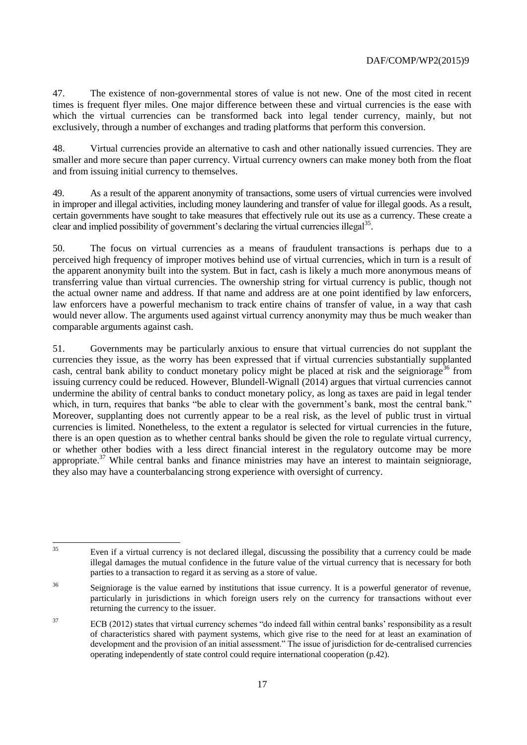47. The existence of non-governmental stores of value is not new. One of the most cited in recent times is frequent flyer miles. One major difference between these and virtual currencies is the ease with which the virtual currencies can be transformed back into legal tender currency, mainly, but not exclusively, through a number of exchanges and trading platforms that perform this conversion.

48. Virtual currencies provide an alternative to cash and other nationally issued currencies. They are smaller and more secure than paper currency. Virtual currency owners can make money both from the float and from issuing initial currency to themselves.

49. As a result of the apparent anonymity of transactions, some users of virtual currencies were involved in improper and illegal activities, including money laundering and transfer of value for illegal goods. As a result, certain governments have sought to take measures that effectively rule out its use as a currency. These create a clear and implied possibility of government's declaring the virtual currencies illegal[35].

50. The focus on virtual currencies as a means of fraudulent transactions is perhaps due to a perceived high frequency of improper motives behind use of virtual currencies, which in turn is a result of the apparent anonymity built into the system. But in fact, cash is likely a much more anonymous means of transferring value than virtual currencies. The ownership string for virtual currency is public, though not the actual owner name and address. If that name and address are at one point identified by law enforcers, law enforcers have a powerful mechanism to track entire chains of transfer of value, in a way that cash would never allow. The arguments used against virtual currency anonymity may thus be much weaker than comparable arguments against cash.

51. Governments may be particularly anxious to ensure that virtual currencies do not supplant the currencies they issue, as the worry has been expressed that if virtual currencies substantially supplanted cash, central bank ability to conduct monetary policy might be placed at risk and the seigniorage[36] from issuing currency could be reduced. However, Blundell-Wignall (2014) argues that virtual currencies cannot undermine the ability of central banks to conduct monetary policy, as long as taxes are paid in legal tender which, in turn, requires that banks "be able to clear with the government's bank, most the central bank." Moreover, supplanting does not currently appear to be a real risk, as the level of public trust in virtual currencies is limited. Nonetheless, to the extent a regulator is selected for virtual currencies in the future, there is an open question as to whether central banks should be given the role to regulate virtual currency, or whether other bodies with a less direct financial interest in the regulatory outcome may be more appropriate.[37] While central banks and finance ministries may have an interest to maintain seigniorage, they also may have a counterbalancing strong experience with oversight of currency.

---

[35] Even if a virtual currency is not declared illegal, discussing the possibility that a currency could be made illegal damages the mutual confidence in the future value of the virtual currency that is necessary for both parties to a transaction to regard it as serving as a store of value.

[36] Seigniorage is the value earned by institutions that issue currency. It is a powerful generator of revenue, particularly in jurisdictions in which foreign users rely on the currency for transactions without ever returning the currency to the issuer.

[37] ECB (2012) states that virtual currency schemes "do indeed fall within central banks' responsibility as a result of characteristics shared with payment systems, which give rise to the need for at least an examination of development and the provision of an initial assessment." The issue of jurisdiction for de-centralised currencies operating independently of state control could require international cooperation (p.42).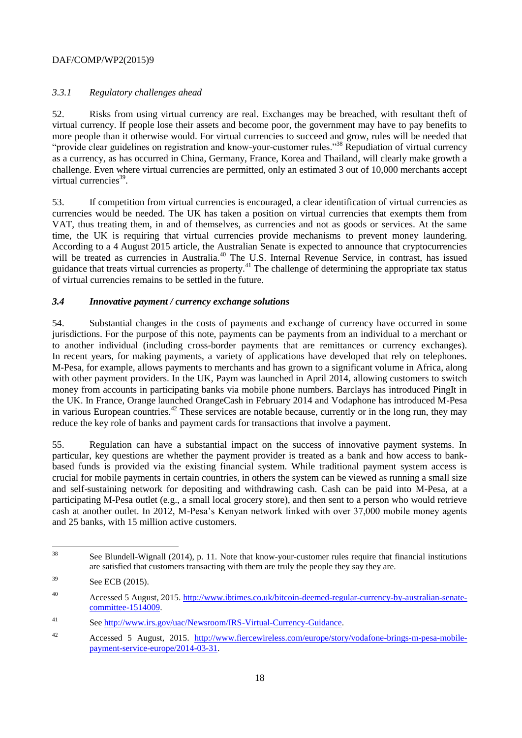### *3.3.1 Regulatory challenges ahead*

52. Risks from using virtual currency are real. Exchanges may be breached, with resultant theft of virtual currency. If people lose their assets and become poor, the government may have to pay benefits to more people than it otherwise would. For virtual currencies to succeed and grow, rules will be needed that "provide clear guidelines on registration and know-your-customer rules."[38] Repudiation of virtual currency as a currency, as has occurred in China, Germany, France, Korea and Thailand, will clearly make growth a challenge. Even where virtual currencies are permitted, only an estimated 3 out of 10,000 merchants accept virtual currencies[39].

53. If competition from virtual currencies is encouraged, a clear identification of virtual currencies as currencies would be needed. The UK has taken a position on virtual currencies that exempts them from VAT, thus treating them, in and of themselves, as currencies and not as goods or services. At the same time, the UK is requiring that virtual currencies provide mechanisms to prevent money laundering. According to a 4 August 2015 article, the Australian Senate is expected to announce that cryptocurrencies will be treated as currencies in Australia.[40] The U.S. Internal Revenue Service, in contrast, has issued guidance that treats virtual currencies as property.[41] The challenge of determining the appropriate tax status of virtual currencies remains to be settled in the future.

## ***3.4 Innovative payment / currency exchange solutions***

54. Substantial changes in the costs of payments and exchange of currency have occurred in some jurisdictions. For the purpose of this note, payments can be payments from an individual to a merchant or to another individual (including cross-border payments that are remittances or currency exchanges). In recent years, for making payments, a variety of applications have developed that rely on telephones. M-Pesa, for example, allows payments to merchants and has grown to a significant volume in Africa, along with other payment providers. In the UK, Paym was launched in April 2014, allowing customers to switch money from accounts in participating banks via mobile phone numbers. Barclays has introduced PingIt in the UK. In France, Orange launched OrangeCash in February 2014 and Vodafone has introduced M-Pesa in various European countries.[42] These services are notable because, currently or in the long run, they may reduce the key role of banks and payment cards for transactions that involve a payment.

55. Regulation can have a substantial impact on the success of innovative payment systems. In particular, key questions are whether the payment provider is treated as a bank and how access to bank-based funds is provided via the existing financial system. While traditional payment system access is crucial for mobile payments in certain countries, in others the system can be viewed as running a small size and self-sustaining network for depositing and withdrawing cash. Cash can be paid into M-Pesa, at a participating M-Pesa outlet (e.g., a small local grocery store), and then sent to a person who would retrieve cash at another outlet. In 2012, M-Pesa's Kenyan network linked with over 37,000 mobile money agents and 25 banks, with 15 million active customers.

---

[38] See Blundell-Wignall (2014), p. 11. Note that know-your-customer rules require that financial institutions are satisfied that customers transacting with them are truly the people they say they are.

[39] See ECB (2015).

[40] Accessed 5 August, 2015. http://www.ibtimes.co.uk/bitcoin-deemed-regular-currency-by-australian-senate-committee-1514009.

[41] See http://www.irs.gov/uac/Newsroom/IRS-Virtual-Currency-Guidance.

[42] Accessed 5 August, 2015. http://www.fiercewireless.com/europe/story/vodafone-brings-m-pesa-mobile-payment-service-europe/2014-03-31.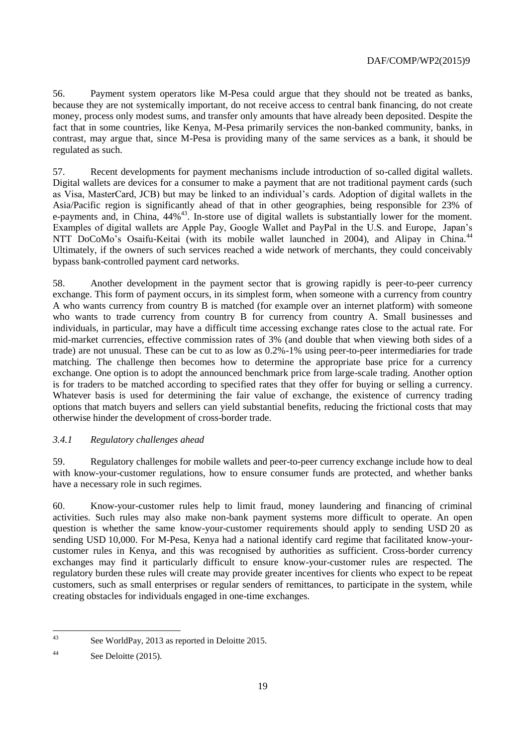56. Payment system operators like M-Pesa could argue that they should not be treated as banks, because they are not systemically important, do not receive access to central bank financing, do not create money, process only modest sums, and transfer only amounts that have already been deposited. Despite the fact that in some countries, like Kenya, M-Pesa primarily services the non-banked community, banks, in contrast, may argue that, since M-Pesa is providing many of the same services as a bank, it should be regulated as such.

57. Recent developments for payment mechanisms include introduction of so-called digital wallets. Digital wallets are devices for a consumer to make a payment that are not traditional payment cards (such as Visa, MasterCard, JCB) but may be linked to an individual's cards. Adoption of digital wallets in the Asia/Pacific region is significantly ahead of that in other geographies, being responsible for 23% of e-payments and, in China, 44%[43]. In-store use of digital wallets is substantially lower for the moment. Examples of digital wallets are Apple Pay, Google Wallet and PayPal in the U.S. and Europe, Japan's NTT DoCoMo's Osaifu-Keitai (with its mobile wallet launched in 2004), and Alipay in China.[44] Ultimately, if the owners of such services reached a wide network of merchants, they could conceivably bypass bank-controlled payment card networks.

58. Another development in the payment sector that is growing rapidly is peer-to-peer currency exchange. This form of payment occurs, in its simplest form, when someone with a currency from country A who wants currency from country B is matched (for example over an internet platform) with someone who wants to trade currency from country B for currency from country A. Small businesses and individuals, in particular, may have a difficult time accessing exchange rates close to the actual rate. For mid-market currencies, effective commission rates of 3% (and double that when viewing both sides of a trade) are not unusual. These can be cut to as low as 0.2%-1% using peer-to-peer intermediaries for trade matching. The challenge then becomes how to determine the appropriate base price for a currency exchange. One option is to adopt the announced benchmark price from large-scale trading. Another option is for traders to be matched according to specified rates that they offer for buying or selling a currency. Whatever basis is used for determining the fair value of exchange, the existence of currency trading options that match buyers and sellers can yield substantial benefits, reducing the frictional costs that may otherwise hinder the development of cross-border trade.

### *3.4.1 Regulatory challenges ahead*

59. Regulatory challenges for mobile wallets and peer-to-peer currency exchange include how to deal with know-your-customer regulations, how to ensure consumer funds are protected, and whether banks have a necessary role in such regimes.

60. Know-your-customer rules help to limit fraud, money laundering and financing of criminal activities. Such rules may also make non-bank payment systems more difficult to operate. An open question is whether the same know-your-customer requirements should apply to sending USD 20 as sending USD 10,000. For M-Pesa, Kenya had a national identify card regime that facilitated know-your-customer rules in Kenya, and this was recognised by authorities as sufficient. Cross-border currency exchanges may find it particularly difficult to ensure know-your-customer rules are respected. The regulatory burden these rules will create may provide greater incentives for clients who expect to be repeat customers, such as small enterprises or regular senders of remittances, to participate in the system, while creating obstacles for individuals engaged in one-time exchanges.

---

[43] See WorldPay, 2013 as reported in Deloitte 2015.

[44] See Deloitte (2015).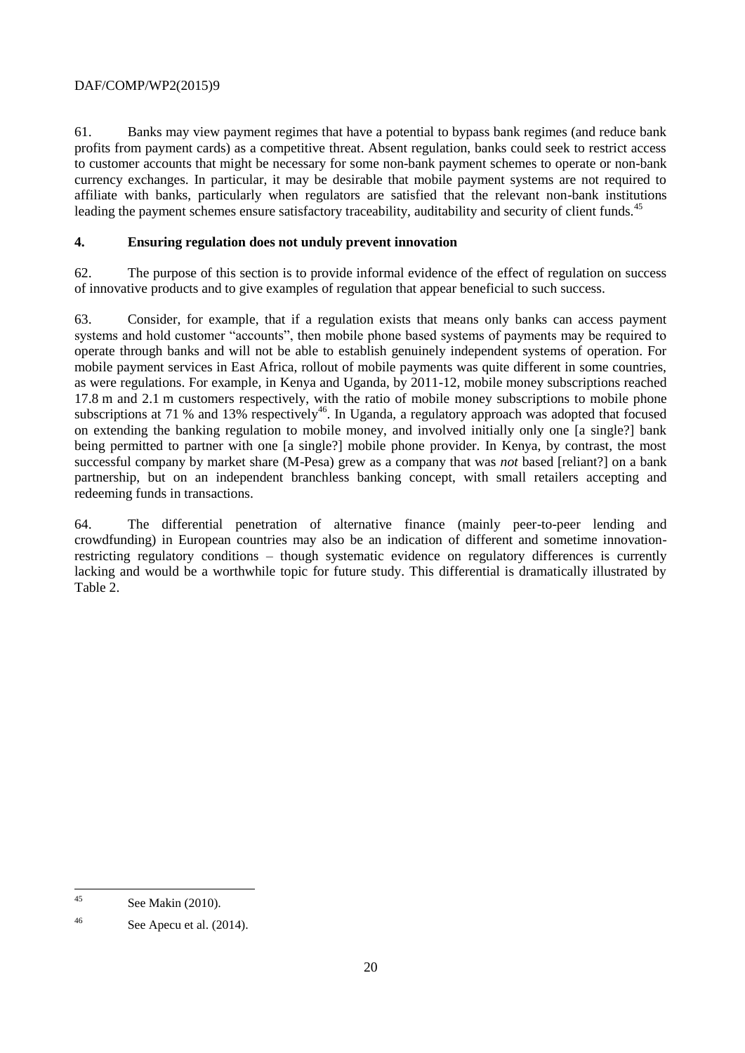61. Banks may view payment regimes that have a potential to bypass bank regimes (and reduce bank profits from payment cards) as a competitive threat. Absent regulation, banks could seek to restrict access to customer accounts that might be necessary for some non-bank payment schemes to operate or non-bank currency exchanges. In particular, it may be desirable that mobile payment systems are not required to affiliate with banks, particularly when regulators are satisfied that the relevant non-bank institutions leading the payment schemes ensure satisfactory traceability, auditability and security of client funds.[45]

## 4. Ensuring regulation does not unduly prevent innovation

62. The purpose of this section is to provide informal evidence of the effect of regulation on success of innovative products and to give examples of regulation that appear beneficial to such success.

63. Consider, for example, that if a regulation exists that means only banks can access payment systems and hold customer "accounts", then mobile phone based systems of payments may be required to operate through banks and will not be able to establish genuinely independent systems of operation. For mobile payment services in East Africa, rollout of mobile payments was quite different in some countries, as were regulations. For example, in Kenya and Uganda, by 2011-12, mobile money subscriptions reached 17.8 m and 2.1 m customers respectively, with the ratio of mobile money subscriptions to mobile phone subscriptions at 71 % and 13% respectively[46]. In Uganda, a regulatory approach was adopted that focused on extending the banking regulation to mobile money, and involved initially only one [a single?] bank being permitted to partner with one [a single?] mobile phone provider. In Kenya, by contrast, the most successful company by market share (M-Pesa) grew as a company that was *not* based [reliant?] on a bank partnership, but on an independent branchless banking concept, with small retailers accepting and redeeming funds in transactions.

64. The differential penetration of alternative finance (mainly peer-to-peer lending and crowdfunding) in European countries may also be an indication of different and sometime innovation-restricting regulatory conditions – though systematic evidence on regulatory differences is currently lacking and would be a worthwhile topic for future study. This differential is dramatically illustrated by Table 2.

---

[45] See Makin (2010).

[46] See Apecu et al. (2014).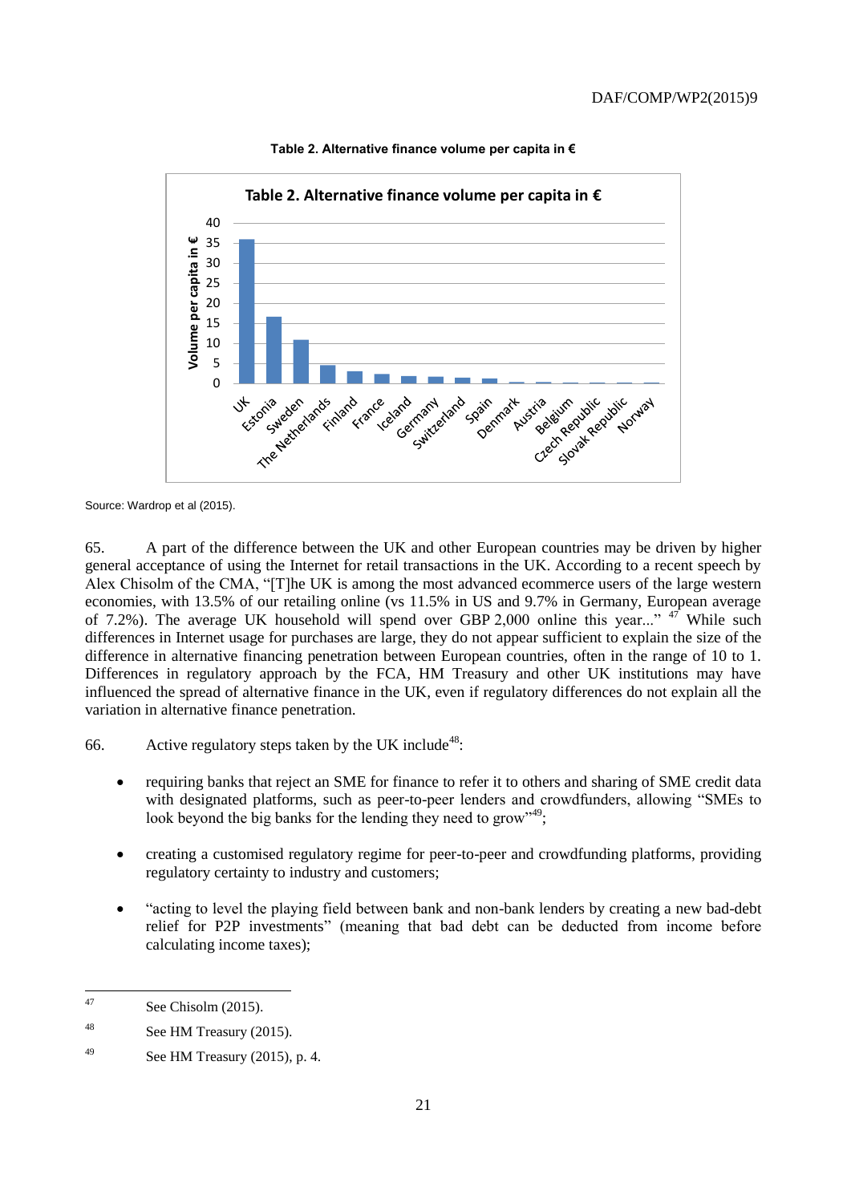**Table 2. Alternative finance volume per capita in €**

Source: Wardrop et al (2015).

65. A part of the difference between the UK and other European countries may be driven by higher general acceptance of using the Internet for retail transactions in the UK. According to a recent speech by Alex Chisolm of the CMA, "[T]he UK is among the most advanced ecommerce users of the large western economies, with 13.5% of our retailing online (vs 11.5% in US and 9.7% in Germany, European average of 7.2%). The average UK household will spend over GBP 2,000 online this year..." [47] While such differences in Internet usage for purchases are large, they do not appear sufficient to explain the size of the difference in alternative financing penetration between European countries, often in the range of 10 to 1. Differences in regulatory approach by the FCA, HM Treasury and other UK institutions may have influenced the spread of alternative finance in the UK, even if regulatory differences do not explain all the variation in alternative finance penetration.

66. Active regulatory steps taken by the UK include[48]:

- requiring banks that reject an SME for finance to refer it to others and sharing of SME credit data with designated platforms, such as peer-to-peer lenders and crowdfunders, allowing "SMEs to look beyond the big banks for the lending they need to grow"[49];
- creating a customised regulatory regime for peer-to-peer and crowdfunding platforms, providing regulatory certainty to industry and customers;
- "acting to level the playing field between bank and non-bank lenders by creating a new bad-debt relief for P2P investments" (meaning that bad debt can be deducted from income before calculating income taxes);

---

[47] See Chisolm (2015).

[48] See HM Treasury (2015).

[49] See HM Treasury (2015), p. 4.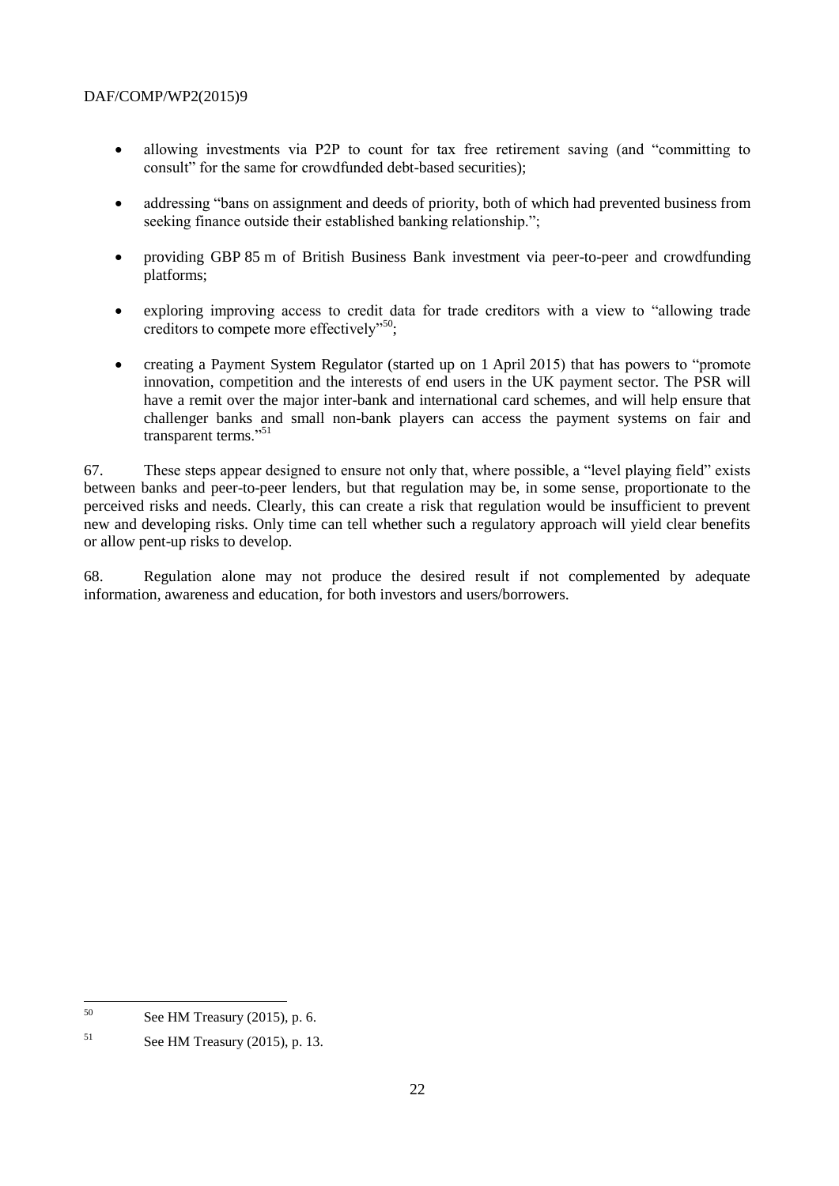- allowing investments via P2P to count for tax free retirement saving (and "committing to consult" for the same for crowdfunded debt-based securities);
- addressing "bans on assignment and deeds of priority, both of which had prevented business from seeking finance outside their established banking relationship.";
- providing GBP 85 m of British Business Bank investment via peer-to-peer and crowdfunding platforms;
- exploring improving access to credit data for trade creditors with a view to "allowing trade creditors to compete more effectively"[50];
- creating a Payment System Regulator (started up on 1 April 2015) that has powers to "promote innovation, competition and the interests of end users in the UK payment sector. The PSR will have a remit over the major inter-bank and international card schemes, and will help ensure that challenger banks and small non-bank players can access the payment systems on fair and transparent terms."[51]

67. These steps appear designed to ensure not only that, where possible, a "level playing field" exists between banks and peer-to-peer lenders, but that regulation may be, in some sense, proportionate to the perceived risks and needs. Clearly, this can create a risk that regulation would be insufficient to prevent new and developing risks. Only time can tell whether such a regulatory approach will yield clear benefits or allow pent-up risks to develop.

68. Regulation alone may not produce the desired result if not complemented by adequate information, awareness and education, for both investors and users/borrowers.

---

[50] See HM Treasury (2015), p. 6.

[51] See HM Treasury (2015), p. 13.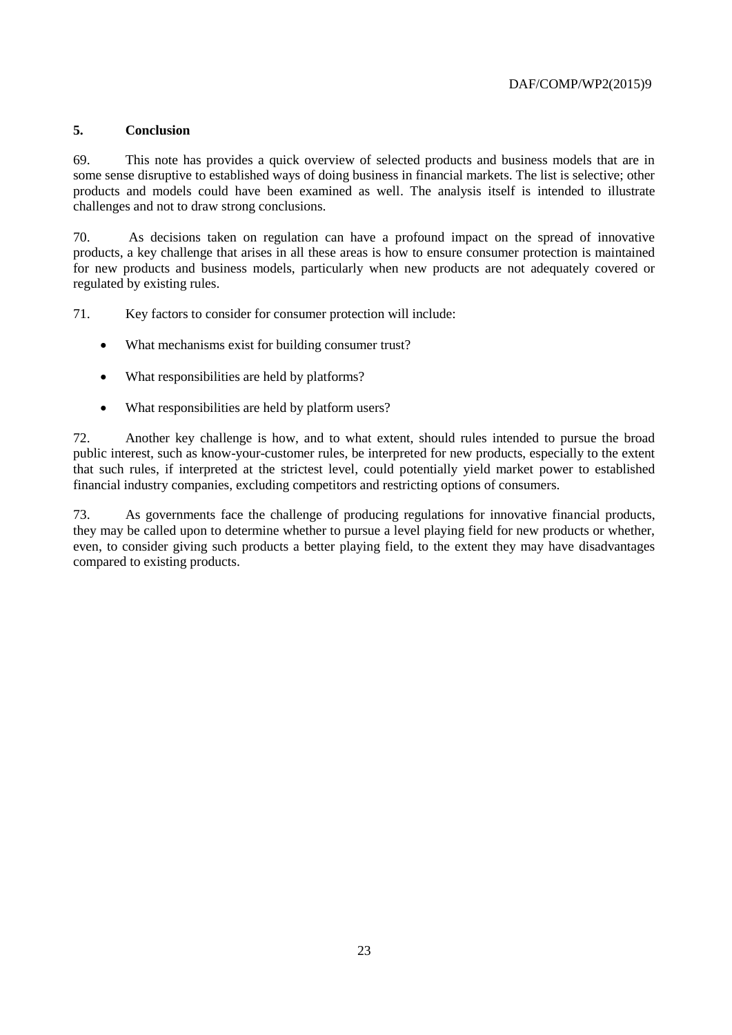## 5. Conclusion

69. This note has provides a quick overview of selected products and business models that are in some sense disruptive to established ways of doing business in financial markets. The list is selective; other products and models could have been examined as well. The analysis itself is intended to illustrate challenges and not to draw strong conclusions.

70. As decisions taken on regulation can have a profound impact on the spread of innovative products, a key challenge that arises in all these areas is how to ensure consumer protection is maintained for new products and business models, particularly when new products are not adequately covered or regulated by existing rules.

71. Key factors to consider for consumer protection will include:

- What mechanisms exist for building consumer trust?
- What responsibilities are held by platforms?
- What responsibilities are held by platform users?

72. Another key challenge is how, and to what extent, should rules intended to pursue the broad public interest, such as know-your-customer rules, be interpreted for new products, especially to the extent that such rules, if interpreted at the strictest level, could potentially yield market power to established financial industry companies, excluding competitors and restricting options of consumers.

73. As governments face the challenge of producing regulations for innovative financial products, they may be called upon to determine whether to pursue a level playing field for new products or whether, even, to consider giving such products a better playing field, to the extent they may have disadvantages compared to existing products.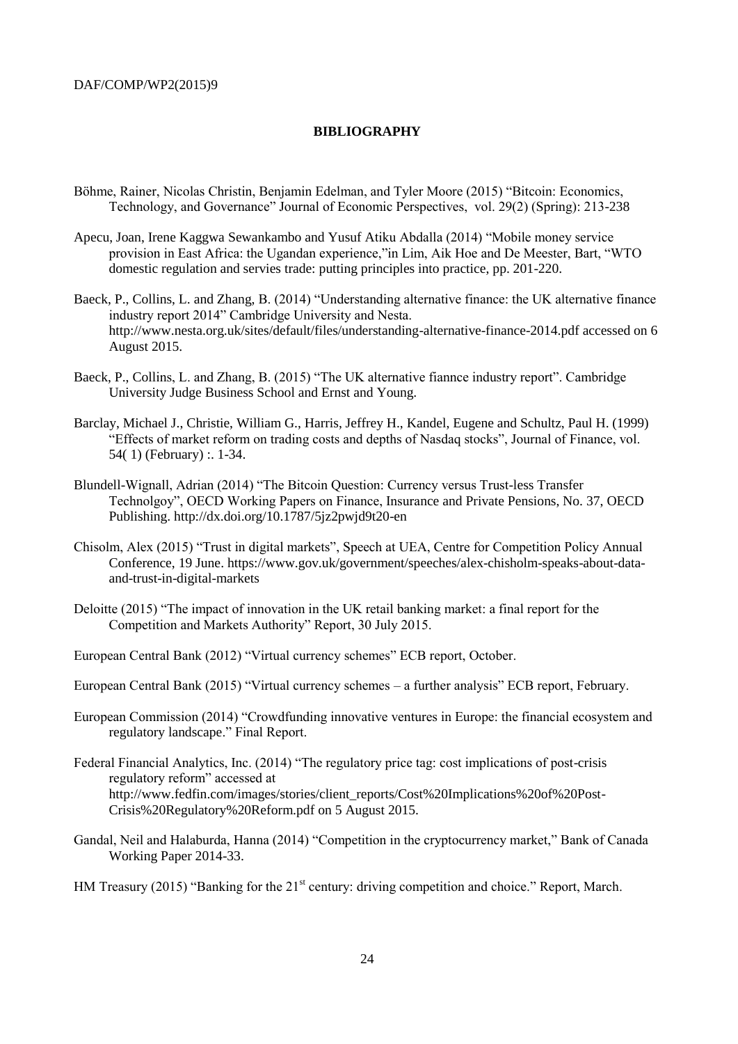## BIBLIOGRAPHY

Böhme, Rainer, Nicolas Christin, Benjamin Edelman, and Tyler Moore (2015) "Bitcoin: Economics, Technology, and Governance" Journal of Economic Perspectives, vol. 29(2) (Spring): 213-238

Apecu, Joan, Irene Kaggwa Sewankambo and Yusuf Atiku Abdalla (2014) "Mobile money service provision in East Africa: the Ugandan experience,"in Lim, Aik Hoe and De Meester, Bart, "WTO domestic regulation and servies trade: putting principles into practice, pp. 201-220.

Baeck, P., Collins, L. and Zhang, B. (2014) "Understanding alternative finance: the UK alternative finance industry report 2014" Cambridge University and Nesta. http://www.nesta.org.uk/sites/default/files/understanding-alternative-finance-2014.pdf accessed on 6 August 2015.

Baeck, P., Collins, L. and Zhang, B. (2015) "The UK alternative fiannce industry report". Cambridge University Judge Business School and Ernst and Young.

Barclay, Michael J., Christie, William G., Harris, Jeffrey H., Kandel, Eugene and Schultz, Paul H. (1999) "Effects of market reform on trading costs and depths of Nasdaq stocks", Journal of Finance, vol. 54( 1) (February) :. 1-34.

Blundell-Wignall, Adrian (2014) "The Bitcoin Question: Currency versus Trust-less Transfer Technolgoy", OECD Working Papers on Finance, Insurance and Private Pensions, No. 37, OECD Publishing. http://dx.doi.org/10.1787/5jz2pwjd9t20-en

Chisolm, Alex (2015) "Trust in digital markets", Speech at UEA, Centre for Competition Policy Annual Conference, 19 June. https://www.gov.uk/government/speeches/alex-chisholm-speaks-about-data-and-trust-in-digital-markets

Deloitte (2015) "The impact of innovation in the UK retail banking market: a final report for the Competition and Markets Authority" Report, 30 July 2015.

European Central Bank (2012) "Virtual currency schemes" ECB report, October.

European Central Bank (2015) "Virtual currency schemes – a further analysis" ECB report, February.

European Commission (2014) "Crowdfunding innovative ventures in Europe: the financial ecosystem and regulatory landscape." Final Report.

Federal Financial Analytics, Inc. (2014) "The regulatory price tag: cost implications of post-crisis regulatory reform" accessed at http://www.fedfin.com/images/stories/client_reports/Cost%20Implications%20of%20Post-Crisis%20Regulatory%20Reform.pdf on 5 August 2015.

Gandal, Neil and Halaburda, Hanna (2014) "Competition in the cryptocurrency market," Bank of Canada Working Paper 2014-33.

HM Treasury (2015) "Banking for the 21st century: driving competition and choice." Report, March.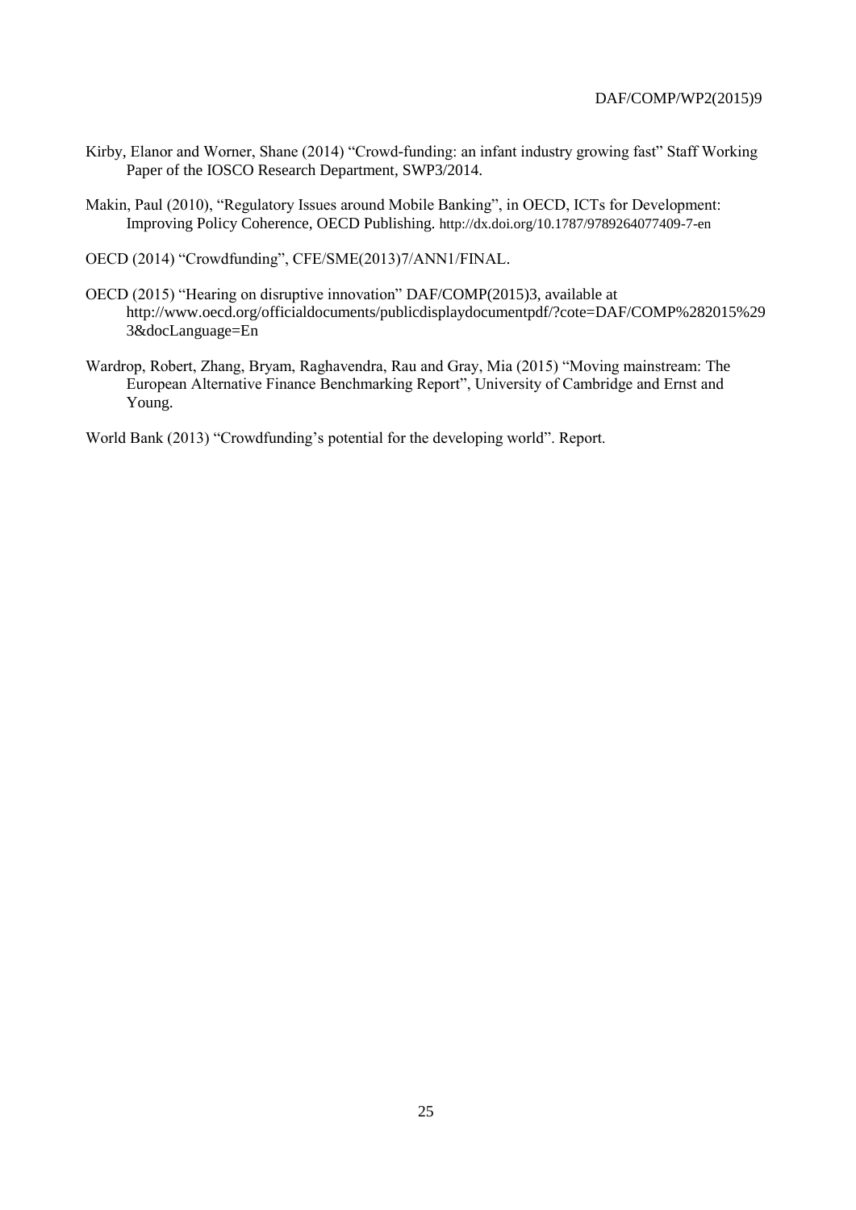Kirby, Elanor and Worner, Shane (2014) "Crowd-funding: an infant industry growing fast" Staff Working Paper of the IOSCO Research Department, SWP3/2014.

Makin, Paul (2010), "Regulatory Issues around Mobile Banking", in OECD, ICTs for Development: Improving Policy Coherence, OECD Publishing. http://dx.doi.org/10.1787/9789264077409-7-en

OECD (2014) "Crowdfunding", CFE/SME(2013)7/ANN1/FINAL.

OECD (2015) "Hearing on disruptive innovation" DAF/COMP(2015)3, available at http://www.oecd.org/officialdocuments/publicdisplaydocumentpdf/?cote=DAF/COMP%282015%293&docLanguage=En

Wardrop, Robert, Zhang, Bryam, Raghavendra, Rau and Gray, Mia (2015) "Moving mainstream: The European Alternative Finance Benchmarking Report", University of Cambridge and Ernst and Young.

World Bank (2013) "Crowdfunding's potential for the developing world". Report.